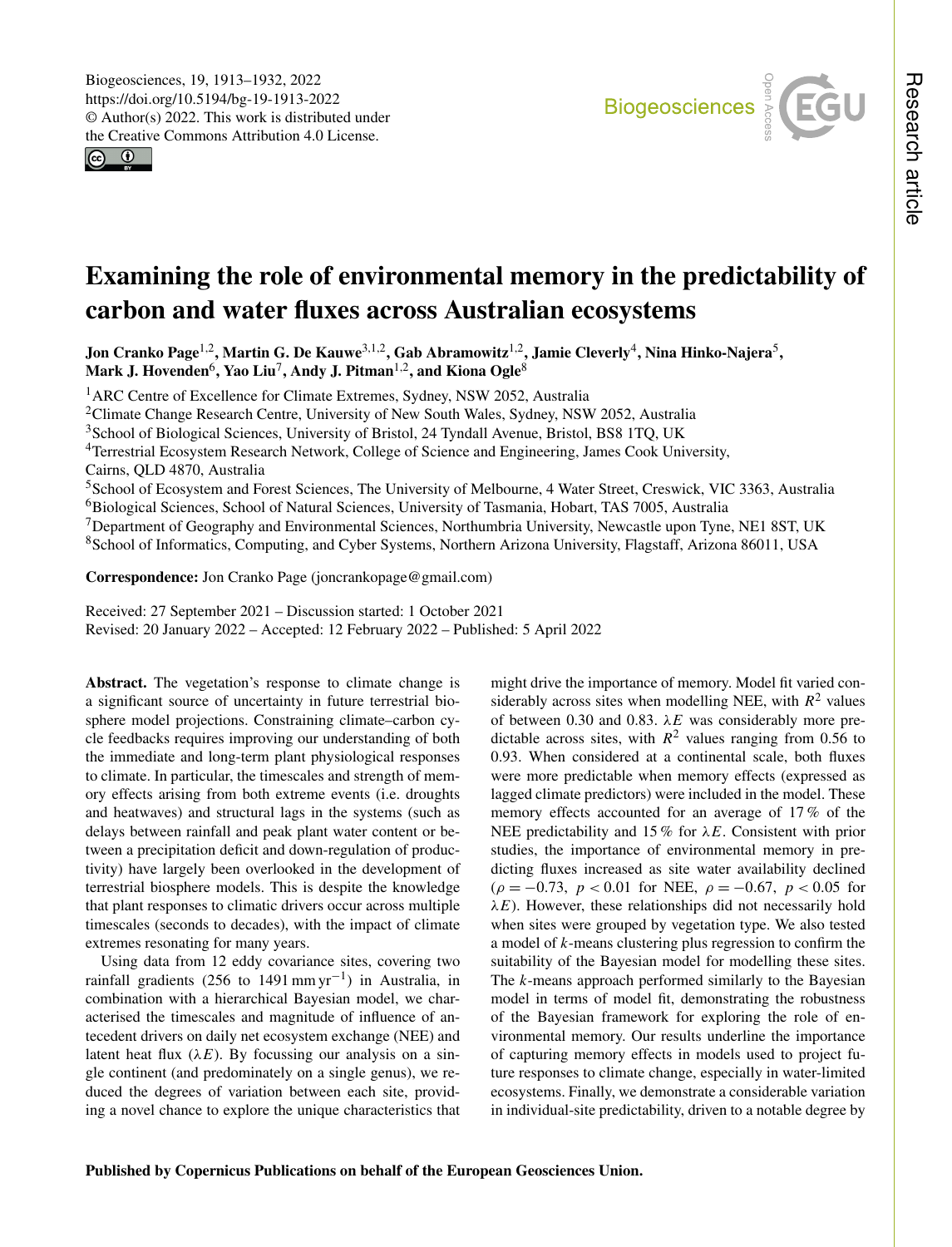# Examining the role of environmental memory in the predictability of carbon and water fluxes across Australian ecosystems

**Jon Cranko Page[1,2], Martin G. De Kauwe[3,1,2], Gab Abramowitz[1,2], Jamie Cleverly[4], Nina Hinko-Najera[5], Mark J. Hovenden[6], Yao Liu[7], Andy J. Pitman[1,2], and Kiona Ogle[8]**

[1]ARC Centre of Excellence for Climate Extremes, Sydney, NSW 2052, Australia
[2]Climate Change Research Centre, University of New South Wales, Sydney, NSW 2052, Australia
[3]School of Biological Sciences, University of Bristol, 24 Tyndall Avenue, Bristol, BS8 1TQ, UK
[4]Terrestrial Ecosystem Research Network, College of Science and Engineering, James Cook University, Cairns, QLD 4870, Australia
[5]School of Ecosystem and Forest Sciences, The University of Melbourne, 4 Water Street, Creswick, VIC 3363, Australia
[6]Biological Sciences, School of Natural Sciences, University of Tasmania, Hobart, TAS 7005, Australia
[7]Department of Geography and Environmental Sciences, Northumbria University, Newcastle upon Tyne, NE1 8ST, UK
[8]School of Informatics, Computing, and Cyber Systems, Northern Arizona University, Flagstaff, Arizona 86011, USA

**Correspondence:** Jon Cranko Page (joncrankopage@gmail.com)

Received: 27 September 2021 – Discussion started: 1 October 2021
Revised: 20 January 2022 – Accepted: 12 February 2022 – Published: 5 April 2022

**Abstract.** The vegetation's response to climate change is a significant source of uncertainty in future terrestrial biosphere model projections. Constraining climate–carbon cycle feedbacks requires improving our understanding of both the immediate and long-term plant physiological responses to climate. In particular, the timescales and strength of memory effects arising from both extreme events (i.e. droughts and heatwaves) and structural lags in the systems (such as delays between rainfall and peak plant water content or between a precipitation deficit and down-regulation of productivity) have largely been overlooked in the development of terrestrial biosphere models. This is despite the knowledge that plant responses to climatic drivers occur across multiple timescales (seconds to decades), with the impact of climate extremes resonating for many years.

Using data from 12 eddy covariance sites, covering two rainfall gradients (256 to 1491 $\mathrm{mm\,yr^{-1}}$) in Australia, in combination with a hierarchical Bayesian model, we characterised the timescales and magnitude of influence of antecedent drivers on daily net ecosystem exchange (NEE) and latent heat flux ($\lambda E$). By focussing our analysis on a single continent (and predominately on a single genus), we reduced the degrees of variation between each site, providing a novel chance to explore the unique characteristics that might drive the importance of memory. Model fit varied considerably across sites when modelling NEE, with $R^2$ values of between 0.30 and 0.83. $\lambda E$ was considerably more predictable across sites, with $R^2$ values ranging from 0.56 to 0.93. When considered at a continental scale, both fluxes were more predictable when memory effects (expressed as lagged climate predictors) were included in the model. These memory effects accounted for an average of 17 % of the NEE predictability and 15 % for $\lambda E$. Consistent with prior studies, the importance of environmental memory in predicting fluxes increased as site water availability declined ($\rho = -0.73$, $p < 0.01$ for NEE, $\rho = -0.67$, $p < 0.05$ for $\lambda E$). However, these relationships did not necessarily hold when sites were grouped by vegetation type. We also tested a model of $k$-means clustering plus regression to confirm the suitability of the Bayesian model for modelling these sites. The $k$-means approach performed similarly to the Bayesian model in terms of model fit, demonstrating the robustness of the Bayesian framework for exploring the role of environmental memory. Our results underline the importance of capturing memory effects in models used to project future responses to climate change, especially in water-limited ecosystems. Finally, we demonstrate a considerable variation in individual-site predictability, driven to a notable degree by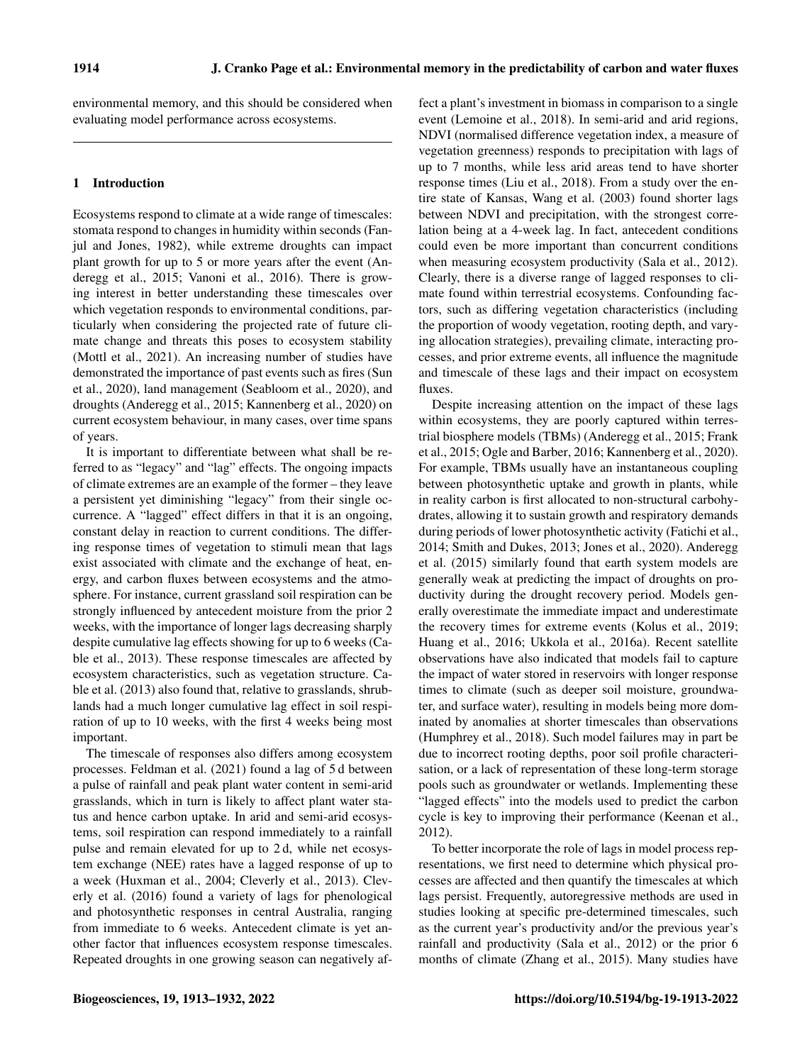environmental memory, and this should be considered when evaluating model performance across ecosystems.

## 1 Introduction

Ecosystems respond to climate at a wide range of timescales: stomata respond to changes in humidity within seconds (Fanjul and Jones, 1982), while extreme droughts can impact plant growth for up to 5 or more years after the event (Anderegg et al., 2015; Vanoni et al., 2016). There is growing interest in better understanding these timescales over which vegetation responds to environmental conditions, particularly when considering the projected rate of future climate change and threats this poses to ecosystem stability (Mottl et al., 2021). An increasing number of studies have demonstrated the importance of past events such as fires (Sun et al., 2020), land management (Seabloom et al., 2020), and droughts (Anderegg et al., 2015; Kannenberg et al., 2020) on current ecosystem behaviour, in many cases, over time spans of years.

It is important to differentiate between what shall be referred to as "legacy" and "lag" effects. The ongoing impacts of climate extremes are an example of the former – they leave a persistent yet diminishing "legacy" from their single occurrence. A "lagged" effect differs in that it is an ongoing, constant delay in reaction to current conditions. The differing response times of vegetation to stimuli mean that lags exist associated with climate and the exchange of heat, energy, and carbon fluxes between ecosystems and the atmosphere. For instance, current grassland soil respiration can be strongly influenced by antecedent moisture from the prior 2 weeks, with the importance of longer lags decreasing sharply despite cumulative lag effects showing for up to 6 weeks (Cable et al., 2013). These response timescales are affected by ecosystem characteristics, such as vegetation structure. Cable et al. (2013) also found that, relative to grasslands, shrublands had a much longer cumulative lag effect in soil respiration of up to 10 weeks, with the first 4 weeks being most important.

The timescale of responses also differs among ecosystem processes. Feldman et al. (2021) found a lag of 5 d between a pulse of rainfall and peak plant water content in semi-arid grasslands, which in turn is likely to affect plant water status and hence carbon uptake. In arid and semi-arid ecosystems, soil respiration can respond immediately to a rainfall pulse and remain elevated for up to 2 d, while net ecosystem exchange (NEE) rates have a lagged response of up to a week (Huxman et al., 2004; Cleverly et al., 2013). Cleverly et al. (2016) found a variety of lags for phenological and photosynthetic responses in central Australia, ranging from immediate to 6 weeks. Antecedent climate is yet another factor that influences ecosystem response timescales. Repeated droughts in one growing season can negatively affect a plant's investment in biomass in comparison to a single event (Lemoine et al., 2018). In semi-arid and arid regions, NDVI (normalised difference vegetation index, a measure of vegetation greenness) responds to precipitation with lags of up to 7 months, while less arid areas tend to have shorter response times (Liu et al., 2018). From a study over the entire state of Kansas, Wang et al. (2003) found shorter lags between NDVI and precipitation, with the strongest correlation being at a 4-week lag. In fact, antecedent conditions could even be more important than concurrent conditions when measuring ecosystem productivity (Sala et al., 2012). Clearly, there is a diverse range of lagged responses to climate found within terrestrial ecosystems. Confounding factors, such as differing vegetation characteristics (including the proportion of woody vegetation, rooting depth, and varying allocation strategies), prevailing climate, interacting processes, and prior extreme events, all influence the magnitude and timescale of these lags and their impact on ecosystem fluxes.

Despite increasing attention on the impact of these lags within ecosystems, they are poorly captured within terrestrial biosphere models (TBMs) (Anderegg et al., 2015; Frank et al., 2015; Ogle and Barber, 2016; Kannenberg et al., 2020). For example, TBMs usually have an instantaneous coupling between photosynthetic uptake and growth in plants, while in reality carbon is first allocated to non-structural carbohydrates, allowing it to sustain growth and respiratory demands during periods of lower photosynthetic activity (Fatichi et al., 2014; Smith and Dukes, 2013; Jones et al., 2020). Anderegg et al. (2015) similarly found that earth system models are generally weak at predicting the impact of droughts on productivity during the drought recovery period. Models generally overestimate the immediate impact and underestimate the recovery times for extreme events (Kolus et al., 2019; Huang et al., 2016; Ukkola et al., 2016a). Recent satellite observations have also indicated that models fail to capture the impact of water stored in reservoirs with longer response times to climate (such as deeper soil moisture, groundwater, and surface water), resulting in models being more dominated by anomalies at shorter timescales than observations (Humphrey et al., 2018). Such model failures may in part be due to incorrect rooting depths, poor soil profile characterisation, or a lack of representation of these long-term storage pools such as groundwater or wetlands. Implementing these "lagged effects" into the models used to predict the carbon cycle is key to improving their performance (Keenan et al., 2012).

To better incorporate the role of lags in model process representations, we first need to determine which physical processes are affected and then quantify the timescales at which lags persist. Frequently, autoregressive methods are used in studies looking at specific pre-determined timescales, such as the current year's productivity and/or the previous year's rainfall and productivity (Sala et al., 2012) or the prior 6 months of climate (Zhang et al., 2015). Many studies have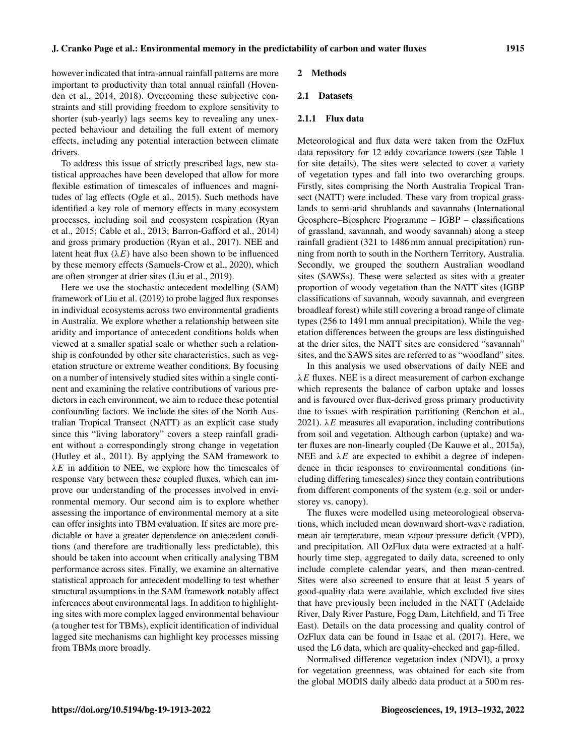however indicated that intra-annual rainfall patterns are more important to productivity than total annual rainfall (Hovenden et al., 2014, 2018). Overcoming these subjective constraints and still providing freedom to explore sensitivity to shorter (sub-yearly) lags seems key to revealing any unexpected behaviour and detailing the full extent of memory effects, including any potential interaction between climate drivers.

To address this issue of strictly prescribed lags, new statistical approaches have been developed that allow for more flexible estimation of timescales of influences and magnitudes of lag effects (Ogle et al., 2015). Such methods have identified a key role of memory effects in many ecosystem processes, including soil and ecosystem respiration (Ryan et al., 2015; Cable et al., 2013; Barron-Gafford et al., 2014) and gross primary production (Ryan et al., 2017). NEE and latent heat flux ($\lambda E$) have also been shown to be influenced by these memory effects (Samuels-Crow et al., 2020), which are often stronger at drier sites (Liu et al., 2019).

Here we use the stochastic antecedent modelling (SAM) framework of Liu et al. (2019) to probe lagged flux responses in individual ecosystems across two environmental gradients in Australia. We explore whether a relationship between site aridity and importance of antecedent conditions holds when viewed at a smaller spatial scale or whether such a relationship is confounded by other site characteristics, such as vegetation structure or extreme weather conditions. By focusing on a number of intensively studied sites within a single continent and examining the relative contributions of various predictors in each environment, we aim to reduce these potential confounding factors. We include the sites of the North Australian Tropical Transect (NATT) as an explicit case study since this "living laboratory" covers a steep rainfall gradient without a correspondingly strong change in vegetation (Hutley et al., 2011). By applying the SAM framework to $\lambda E$ in addition to NEE, we explore how the timescales of response vary between these coupled fluxes, which can improve our understanding of the processes involved in environmental memory. Our second aim is to explore whether assessing the importance of environmental memory at a site can offer insights into TBM evaluation. If sites are more predictable or have a greater dependence on antecedent conditions (and therefore are traditionally less predictable), this should be taken into account when critically analysing TBM performance across sites. Finally, we examine an alternative statistical approach for antecedent modelling to test whether structural assumptions in the SAM framework notably affect inferences about environmental lags. In addition to highlighting sites with more complex lagged environmental behaviour (a tougher test for TBMs), explicit identification of individual lagged site mechanisms can highlight key processes missing from TBMs more broadly.

## 2 Methods

### 2.1 Datasets

#### 2.1.1 Flux data

Meteorological and flux data were taken from the OzFlux data repository for 12 eddy covariance towers (see Table 1 for site details). The sites were selected to cover a variety of vegetation types and fall into two overarching groups. Firstly, sites comprising the North Australia Tropical Transect (NATT) were included. These vary from tropical grasslands to semi-arid shrublands and savannahs (International Geosphere–Biosphere Programme – IGBP – classifications of grassland, savannah, and woody savannah) along a steep rainfall gradient (321 to 1486 mm annual precipitation) running from north to south in the Northern Territory, Australia. Secondly, we grouped the southern Australian woodland sites (SAWSs). These were selected as sites with a greater proportion of woody vegetation than the NATT sites (IGBP classifications of savannah, woody savannah, and evergreen broadleaf forest) while still covering a broad range of climate types (256 to 1491 mm annual precipitation). While the vegetation differences between the groups are less distinguished at the drier sites, the NATT sites are considered "savannah" sites, and the SAWS sites are referred to as "woodland" sites.

In this analysis we used observations of daily NEE and $\lambda E$ fluxes. NEE is a direct measurement of carbon exchange which represents the balance of carbon uptake and losses and is favoured over flux-derived gross primary productivity due to issues with respiration partitioning (Renchon et al., 2021). $\lambda E$ measures all evaporation, including contributions from soil and vegetation. Although carbon (uptake) and water fluxes are non-linearly coupled (De Kauwe et al., 2015a), NEE and $\lambda E$ are expected to exhibit a degree of independence in their responses to environmental conditions (including differing timescales) since they contain contributions from different components of the system (e.g. soil or understorey vs. canopy).

The fluxes were modelled using meteorological observations, which included mean downward short-wave radiation, mean air temperature, mean vapour pressure deficit (VPD), and precipitation. All OzFlux data were extracted at a half-hourly time step, aggregated to daily data, screened to only include complete calendar years, and then mean-centred. Sites were also screened to ensure that at least 5 years of good-quality data were available, which excluded five sites that have previously been included in the NATT (Adelaide River, Daly River Pasture, Fogg Dam, Litchfield, and Ti Tree East). Details on the data processing and quality control of OzFlux data can be found in Isaac et al. (2017). Here, we used the L6 data, which are quality-checked and gap-filled.

Normalised difference vegetation index (NDVI), a proxy for vegetation greenness, was obtained for each site from the global MODIS daily albedo data product at a 500 m res-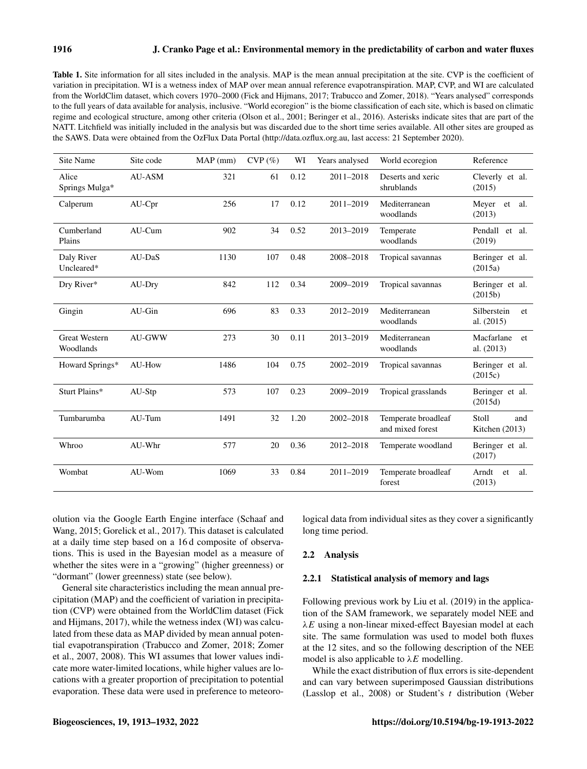**Table 1.** Site information for all sites included in the analysis. MAP is the mean annual precipitation at the site. CVP is the coefficient of variation in precipitation. WI is a wetness index of MAP over mean annual reference evapotranspiration. MAP, CVP, and WI are calculated from the WorldClim dataset, which covers 1970–2000 (Fick and Hijmans, 2017; Trabucco and Zomer, 2018). "Years analysed" corresponds to the full years of data available for analysis, inclusive. "World ecoregion" is the biome classification of each site, which is based on climatic regime and ecological structure, among other criteria (Olson et al., 2001; Beringer et al., 2016). Asterisks indicate sites that are part of the NATT. Litchfield was initially included in the analysis but was discarded due to the short time series available. All other sites are grouped as the SAWS. Data were obtained from the OzFlux Data Portal (http://data.ozflux.org.au, last access: 21 September 2020).

| Site Name | Site code | MAP (mm) | CVP (%) | WI | Years analysed | World ecoregion | Reference |
|---|---|---|---|---|---|---|---|
| Alice Springs Mulga* | AU-ASM | 321 | 61 | 0.12 | 2011–2018 | Deserts and xeric shrublands | Cleverly et al. (2015) |
| Calperum | AU-Cpr | 256 | 17 | 0.12 | 2011–2019 | Mediterranean woodlands | Meyer et al. (2013) |
| Cumberland Plains | AU-Cum | 902 | 34 | 0.52 | 2013–2019 | Temperate woodlands | Pendall et al. (2019) |
| Daly River Uncleared* | AU-DaS | 1130 | 107 | 0.48 | 2008–2018 | Tropical savannas | Beringer et al. (2015a) |
| Dry River* | AU-Dry | 842 | 112 | 0.34 | 2009–2019 | Tropical savannas | Beringer et al. (2015b) |
| Gingin | AU-Gin | 696 | 83 | 0.33 | 2012–2019 | Mediterranean woodlands | Silberstein et al. (2015) |
| Great Western Woodlands | AU-GWW | 273 | 30 | 0.11 | 2013–2019 | Mediterranean woodlands | Macfarlane et al. (2013) |
| Howard Springs* | AU-How | 1486 | 104 | 0.75 | 2002–2019 | Tropical savannas | Beringer et al. (2015c) |
| Sturt Plains* | AU-Stp | 573 | 107 | 0.23 | 2009–2019 | Tropical grasslands | Beringer et al. (2015d) |
| Tumbarumba | AU-Tum | 1491 | 32 | 1.20 | 2002–2018 | Temperate broadleaf and mixed forest | Stoll and Kitchen (2013) |
| Whroo | AU-Whr | 577 | 20 | 0.36 | 2012–2018 | Temperate woodland | Beringer et al. (2017) |
| Wombat | AU-Wom | 1069 | 33 | 0.84 | 2011–2019 | Temperate broadleaf forest | Arndt et al. (2013) |

olution via the Google Earth Engine interface (Schaaf and Wang, 2015; Gorelick et al., 2017). This dataset is calculated at a daily time step based on a 16 d composite of observations. This is used in the Bayesian model as a measure of whether the sites were in a "growing" (higher greenness) or "dormant" (lower greenness) state (see below).

General site characteristics including the mean annual precipitation (MAP) and the coefficient of variation in precipitation (CVP) were obtained from the WorldClim dataset (Fick and Hijmans, 2017), while the wetness index (WI) was calculated from these data as MAP divided by mean annual potential evapotranspiration (Trabucco and Zomer, 2018; Zomer et al., 2007, 2008). This WI assumes that lower values indicate more water-limited locations, while higher values are locations with a greater proportion of precipitation to potential evaporation. These data were used in preference to meteorological data from individual sites as they cover a significantly long time period.

### 2.2 Analysis

#### 2.2.1 Statistical analysis of memory and lags

Following previous work by Liu et al. (2019) in the application of the SAM framework, we separately model NEE and $\lambda E$ using a non-linear mixed-effect Bayesian model at each site. The same formulation was used to model both fluxes at the 12 sites, and so the following description of the NEE model is also applicable to $\lambda E$ modelling.

While the exact distribution of flux errors is site-dependent and can vary between superimposed Gaussian distributions (Lasslop et al., 2008) or Student's $t$ distribution (Weber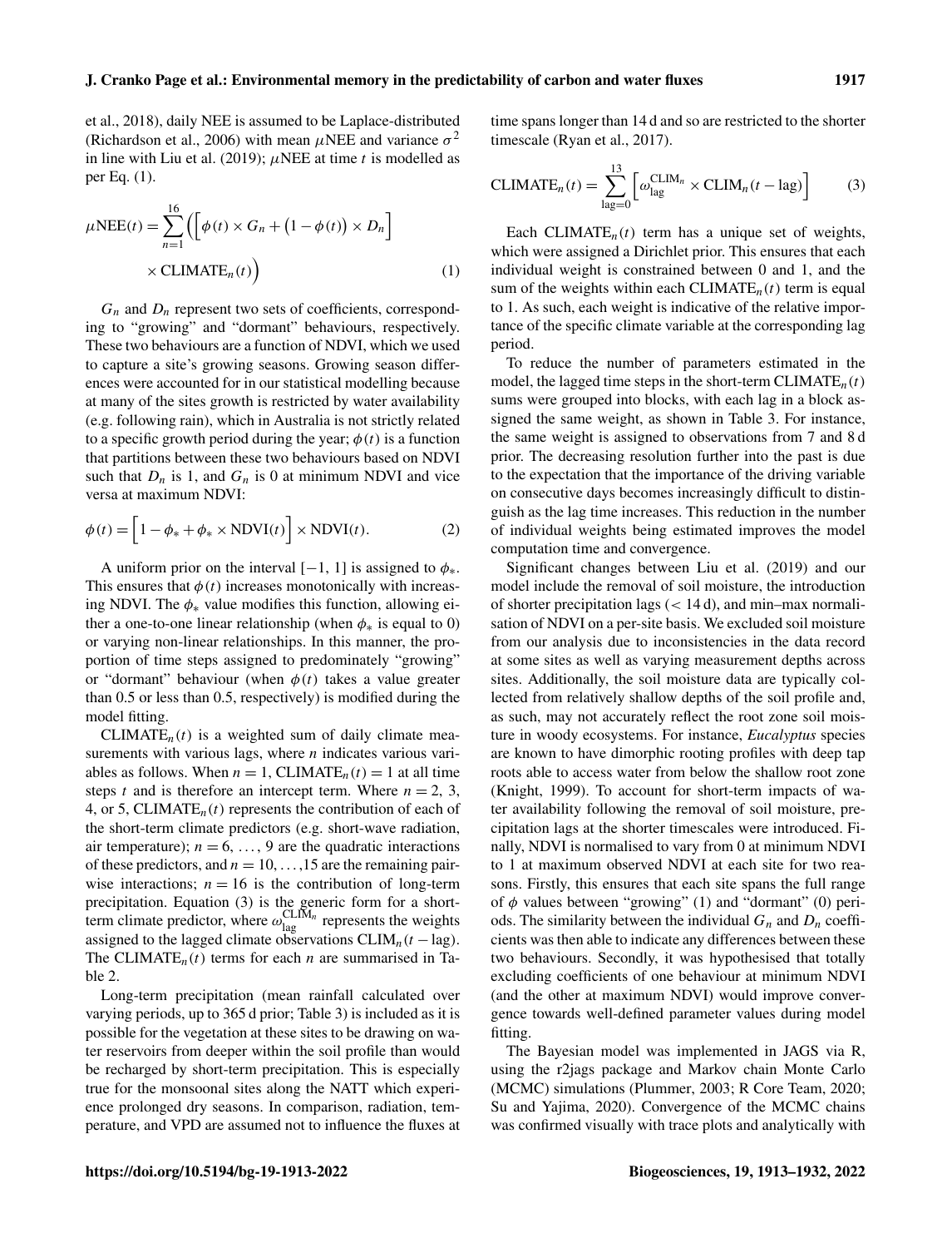et al., 2018), daily NEE is assumed to be Laplace-distributed (Richardson et al., 2006) with mean $\mu$NEE and variance $\sigma^2$ in line with Liu et al. (2019); $\mu$NEE at time $t$ is modelled as per Eq. (1).

$$\mu\text{NEE}(t) = \sum_{n=1}^{16}\Big(\Big[\phi(t) \times G_n + \big(1-\phi(t)\big) \times D_n\Big] \times \text{CLIMATE}_n(t)\Big) \quad (1)$$

$G_n$ and $D_n$ represent two sets of coefficients, corresponding to "growing" and "dormant" behaviours, respectively. These two behaviours are a function of NDVI, which we used to capture a site's growing seasons. Growing season differences were accounted for in our statistical modelling because at many of the sites growth is restricted by water availability (e.g. following rain), which in Australia is not strictly related to a specific growth period during the year; $\phi(t)$ is a function that partitions between these two behaviours based on NDVI such that $D_n$ is 1, and $G_n$ is 0 at minimum NDVI and vice versa at maximum NDVI:

$$\phi(t) = \Big[1 - \phi_* + \phi_* \times \text{NDVI}(t)\Big] \times \text{NDVI}(t). \quad (2)$$

A uniform prior on the interval $[-1, 1]$ is assigned to $\phi_*$. This ensures that $\phi(t)$ increases monotonically with increasing NDVI. The $\phi_*$ value modifies this function, allowing either a one-to-one linear relationship (when $\phi_*$ is equal to 0) or varying non-linear relationships. In this manner, the proportion of time steps assigned to predominately "growing" or "dormant" behaviour (when $\phi(t)$ takes a value greater than 0.5 or less than 0.5, respectively) is modified during the model fitting.

$\text{CLIMATE}_n(t)$ is a weighted sum of daily climate measurements with various lags, where $n$ indicates various variables as follows. When $n = 1$, $\text{CLIMATE}_n(t) = 1$ at all time steps $t$ and is therefore an intercept term. Where $n = 2$, 3, 4, or 5, $\text{CLIMATE}_n(t)$ represents the contribution of each of the short-term climate predictors (e.g. short-wave radiation, air temperature); $n = 6, \ldots, 9$ are the quadratic interactions of these predictors, and $n = 10, \ldots, 15$ are the remaining pairwise interactions; $n = 16$ is the contribution of long-term precipitation. Equation (3) is the generic form for a short-term climate predictor, where $\omega_{\text{lag}}^{\text{CLIM}_n}$ represents the weights assigned to the lagged climate observations $\text{CLIM}_n(t - \text{lag})$. The $\text{CLIMATE}_n(t)$ terms for each $n$ are summarised in Table 2.

Long-term precipitation (mean rainfall calculated over varying periods, up to 365 d prior; Table 3) is included as it is possible for the vegetation at these sites to be drawing on water reservoirs from deeper within the soil profile than would be recharged by short-term precipitation. This is especially true for the monsoonal sites along the NATT which experience prolonged dry seasons. In comparison, radiation, temperature, and VPD are assumed not to influence the fluxes at time spans longer than 14 d and so are restricted to the shorter timescale (Ryan et al., 2017).

$$\text{CLIMATE}_n(t) = \sum_{\text{lag}=0}^{13}\Big[\omega_{\text{lag}}^{\text{CLIM}_n} \times \text{CLIM}_n(t - \text{lag})\Big] \quad (3)$$

Each $\text{CLIMATE}_n(t)$ term has a unique set of weights, which were assigned a Dirichlet prior. This ensures that each individual weight is constrained between 0 and 1, and the sum of the weights within each $\text{CLIMATE}_n(t)$ term is equal to 1. As such, each weight is indicative of the relative importance of the specific climate variable at the corresponding lag period.

To reduce the number of parameters estimated in the model, the lagged time steps in the short-term $\text{CLIMATE}_n(t)$ sums were grouped into blocks, with each lag in a block assigned the same weight, as shown in Table 3. For instance, the same weight is assigned to observations from 7 and 8 d prior. The decreasing resolution further into the past is due to the expectation that the importance of the driving variable on consecutive days becomes increasingly difficult to distinguish as the lag time increases. This reduction in the number of individual weights being estimated improves the model computation time and convergence.

Significant changes between Liu et al. (2019) and our model include the removal of soil moisture, the introduction of shorter precipitation lags (< 14 d), and min–max normalisation of NDVI on a per-site basis. We excluded soil moisture from our analysis due to inconsistencies in the data record at some sites as well as varying measurement depths across sites. Additionally, the soil moisture data are typically collected from relatively shallow depths of the soil profile and, as such, may not accurately reflect the root zone soil moisture in woody ecosystems. For instance, *Eucalyptus* species are known to have dimorphic rooting profiles with deep tap roots able to access water from below the shallow root zone (Knight, 1999). To account for short-term impacts of water availability following the removal of soil moisture, precipitation lags at the shorter timescales were introduced. Finally, NDVI is normalised to vary from 0 at minimum NDVI to 1 at maximum observed NDVI at each site for two reasons. Firstly, this ensures that each site spans the full range of $\phi$ values between "growing" (1) and "dormant" (0) periods. The similarity between the individual $G_n$ and $D_n$ coefficients was then able to indicate any differences between these two behaviours. Secondly, it was hypothesised that totally excluding coefficients of one behaviour at minimum NDVI (and the other at maximum NDVI) would improve convergence towards well-defined parameter values during model fitting.

The Bayesian model was implemented in JAGS via R, using the r2jags package and Markov chain Monte Carlo (MCMC) simulations (Plummer, 2003; R Core Team, 2020; Su and Yajima, 2020). Convergence of the MCMC chains was confirmed visually with trace plots and analytically with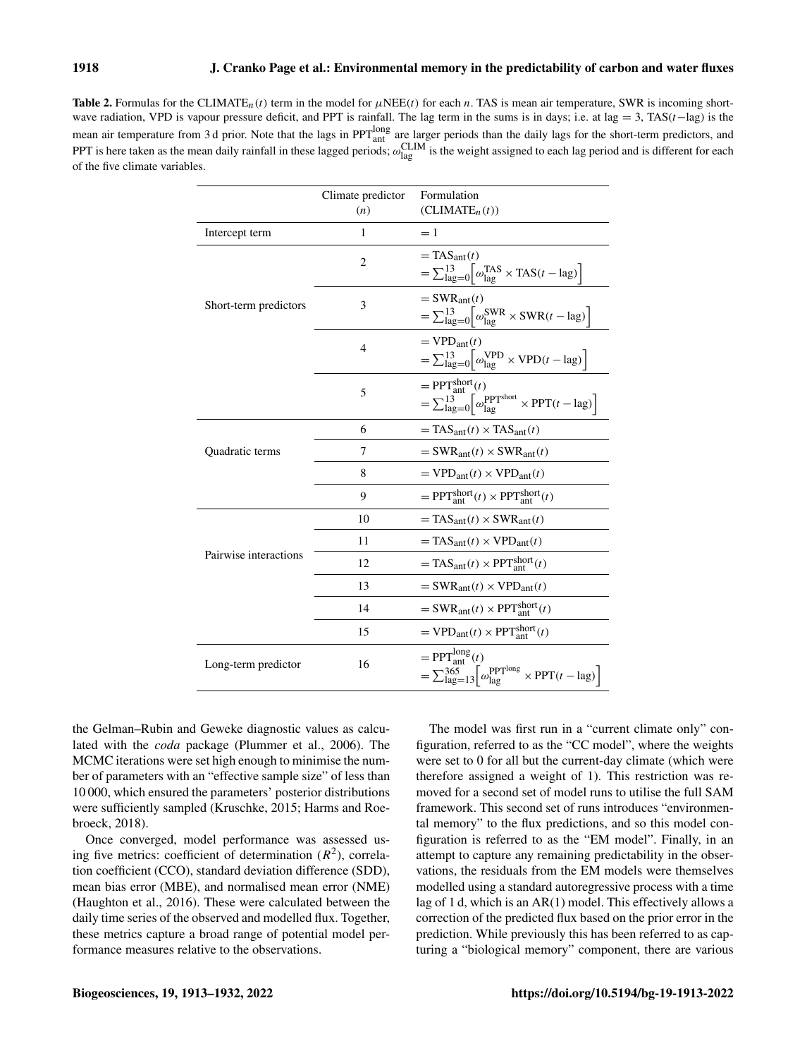**Table 2.** Formulas for the $\mathrm{CLIMATE}_n(t)$ term in the model for $\mu\mathrm{NEE}(t)$ for each $n$. TAS is mean air temperature, SWR is incoming shortwave radiation, VPD is vapour pressure deficit, and PPT is rainfall. The lag term in the sums is in days; i.e. at lag = 3, TAS($t$−lag) is the mean air temperature from 3 d prior. Note that the lags in $\mathrm{PPT}_{\mathrm{ant}}^{\mathrm{long}}$ are larger periods than the daily lags for the short-term predictors, and PPT is here taken as the mean daily rainfall in these lagged periods; $\omega_{\mathrm{lag}}^{\mathrm{CLIM}}$ is the weight assigned to each lag period and is different for each of the five climate variables.

| | Climate predictor ($n$) | Formulation ($\mathrm{CLIMATE}_n(t)$) |
|---|---|---|
| Intercept term | 1 | $= 1$ |
| Short-term predictors | 2 | $= \mathrm{TAS}_{\mathrm{ant}}(t)$ <br> $= \sum_{\mathrm{lag}=0}^{13}\left[\omega_{\mathrm{lag}}^{\mathrm{TAS}} \times \mathrm{TAS}(t-\mathrm{lag})\right]$ |
| | 3 | $= \mathrm{SWR}_{\mathrm{ant}}(t)$ <br> $= \sum_{\mathrm{lag}=0}^{13}\left[\omega_{\mathrm{lag}}^{\mathrm{SWR}} \times \mathrm{SWR}(t-\mathrm{lag})\right]$ |
| | 4 | $= \mathrm{VPD}_{\mathrm{ant}}(t)$ <br> $= \sum_{\mathrm{lag}=0}^{13}\left[\omega_{\mathrm{lag}}^{\mathrm{VPD}} \times \mathrm{VPD}(t-\mathrm{lag})\right]$ |
| | 5 | $= \mathrm{PPT}_{\mathrm{ant}}^{\mathrm{short}}(t)$ <br> $= \sum_{\mathrm{lag}=0}^{13}\left[\omega_{\mathrm{lag}}^{\mathrm{PPT^{short}}} \times \mathrm{PPT}(t-\mathrm{lag})\right]$ |
| Quadratic terms | 6 | $= \mathrm{TAS}_{\mathrm{ant}}(t) \times \mathrm{TAS}_{\mathrm{ant}}(t)$ |
| | 7 | $= \mathrm{SWR}_{\mathrm{ant}}(t) \times \mathrm{SWR}_{\mathrm{ant}}(t)$ |
| | 8 | $= \mathrm{VPD}_{\mathrm{ant}}(t) \times \mathrm{VPD}_{\mathrm{ant}}(t)$ |
| | 9 | $= \mathrm{PPT}_{\mathrm{ant}}^{\mathrm{short}}(t) \times \mathrm{PPT}_{\mathrm{ant}}^{\mathrm{short}}(t)$ |
| Pairwise interactions | 10 | $= \mathrm{TAS}_{\mathrm{ant}}(t) \times \mathrm{SWR}_{\mathrm{ant}}(t)$ |
| | 11 | $= \mathrm{TAS}_{\mathrm{ant}}(t) \times \mathrm{VPD}_{\mathrm{ant}}(t)$ |
| | 12 | $= \mathrm{TAS}_{\mathrm{ant}}(t) \times \mathrm{PPT}_{\mathrm{ant}}^{\mathrm{short}}(t)$ |
| | 13 | $= \mathrm{SWR}_{\mathrm{ant}}(t) \times \mathrm{VPD}_{\mathrm{ant}}(t)$ |
| | 14 | $= \mathrm{SWR}_{\mathrm{ant}}(t) \times \mathrm{PPT}_{\mathrm{ant}}^{\mathrm{short}}(t)$ |
| | 15 | $= \mathrm{VPD}_{\mathrm{ant}}(t) \times \mathrm{PPT}_{\mathrm{ant}}^{\mathrm{short}}(t)$ |
| Long-term predictor | 16 | $= \mathrm{PPT}_{\mathrm{ant}}^{\mathrm{long}}(t)$ <br> $= \sum_{\mathrm{lag}=13}^{365}\left[\omega_{\mathrm{lag}}^{\mathrm{PPT^{long}}} \times \mathrm{PPT}(t-\mathrm{lag})\right]$ |

the Gelman–Rubin and Geweke diagnostic values as calculated with the *coda* package (Plummer et al., 2006). The MCMC iterations were set high enough to minimise the number of parameters with an "effective sample size" of less than 10 000, which ensured the parameters' posterior distributions were sufficiently sampled (Kruschke, 2015; Harms and Roebroeck, 2018).

Once converged, model performance was assessed using five metrics: coefficient of determination ($R^2$), correlation coefficient (CCO), standard deviation difference (SDD), mean bias error (MBE), and normalised mean error (NME) (Haughton et al., 2016). These were calculated between the daily time series of the observed and modelled flux. Together, these metrics capture a broad range of potential model performance measures relative to the observations.

The model was first run in a "current climate only" configuration, referred to as the "CC model", where the weights were set to 0 for all but the current-day climate (which were therefore assigned a weight of 1). This restriction was removed for a second set of model runs to utilise the full SAM framework. This second set of runs introduces "environmental memory" to the flux predictions, and so this model configuration is referred to as the "EM model". Finally, in an attempt to capture any remaining predictability in the observations, the residuals from the EM models were themselves modelled using a standard autoregressive process with a time lag of 1 d, which is an AR(1) model. This effectively allows a correction of the predicted flux based on the prior error in the prediction. While previously this has been referred to as capturing a "biological memory" component, there are various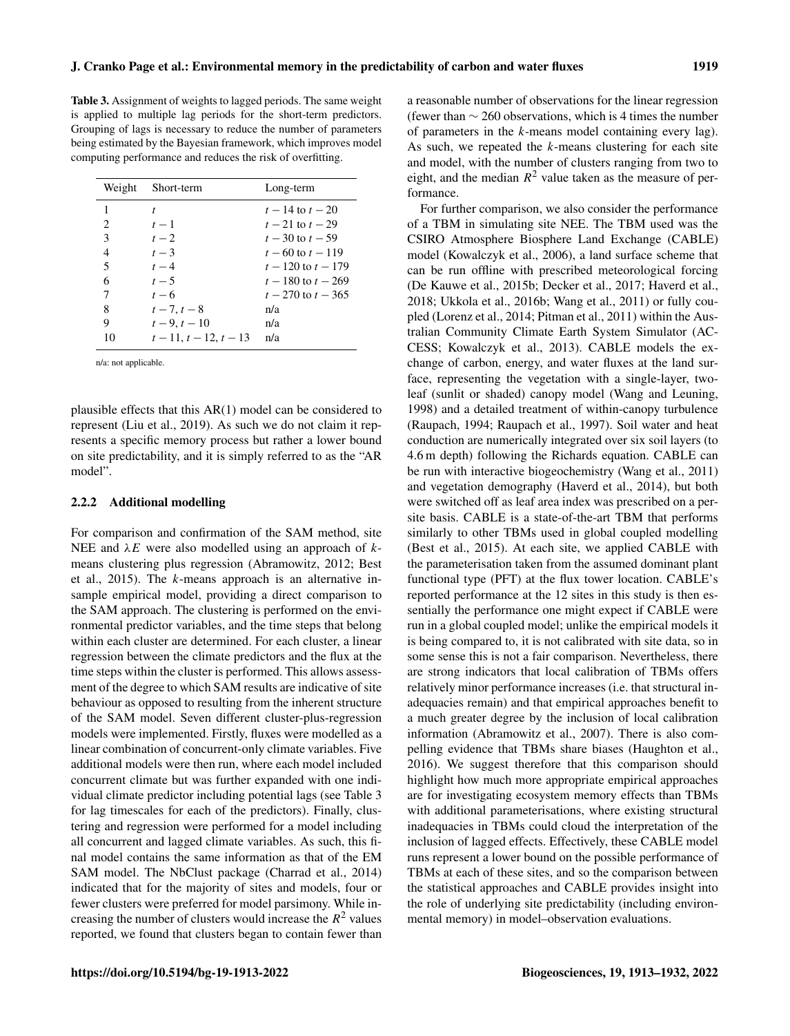**Table 3.** Assignment of weights to lagged periods. The same weight is applied to multiple lag periods for the short-term predictors. Grouping of lags is necessary to reduce the number of parameters being estimated by the Bayesian framework, which improves model computing performance and reduces the risk of overfitting.

| Weight | Short-term | Long-term |
|---|---|---|
| 1 | $t$ | $t-14$ to $t-20$ |
| 2 | $t-1$ | $t-21$ to $t-29$ |
| 3 | $t-2$ | $t-30$ to $t-59$ |
| 4 | $t-3$ | $t-60$ to $t-119$ |
| 5 | $t-4$ | $t-120$ to $t-179$ |
| 6 | $t-5$ | $t-180$ to $t-269$ |
| 7 | $t-6$ | $t-270$ to $t-365$ |
| 8 | $t-7, t-8$ | n/a |
| 9 | $t-9, t-10$ | n/a |
| 10 | $t-11, t-12, t-13$ | n/a |

n/a: not applicable.

plausible effects that this AR(1) model can be considered to represent (Liu et al., 2019). As such we do not claim it represents a specific memory process but rather a lower bound on site predictability, and it is simply referred to as the "AR model".

### 2.2.2 Additional modelling

For comparison and confirmation of the SAM method, site NEE and $\lambda E$ were also modelled using an approach of $k$-means clustering plus regression (Abramowitz, 2012; Best et al., 2015). The $k$-means approach is an alternative in-sample empirical model, providing a direct comparison to the SAM approach. The clustering is performed on the environmental predictor variables, and the time steps that belong within each cluster are determined. For each cluster, a linear regression between the climate predictors and the flux at the time steps within the cluster is performed. This allows assessment of the degree to which SAM results are indicative of site behaviour as opposed to resulting from the inherent structure of the SAM model. Seven different cluster-plus-regression models were implemented. Firstly, fluxes were modelled as a linear combination of concurrent-only climate variables. Five additional models were then run, where each model included concurrent climate but was further expanded with one individual climate predictor including potential lags (see Table 3 for lag timescales for each of the predictors). Finally, clustering and regression were performed for a model including all concurrent and lagged climate variables. As such, this final model contains the same information as that of the EM SAM model. The NbClust package (Charrad et al., 2014) indicated that for the majority of sites and models, four or fewer clusters were preferred for model parsimony. While increasing the number of clusters would increase the $R^2$ values reported, we found that clusters began to contain fewer than a reasonable number of observations for the linear regression (fewer than ~ 260 observations, which is 4 times the number of parameters in the $k$-means model containing every lag). As such, we repeated the $k$-means clustering for each site and model, with the number of clusters ranging from two to eight, and the median $R^2$ value taken as the measure of performance.

For further comparison, we also consider the performance of a TBM in simulating site NEE. The TBM used was the CSIRO Atmosphere Biosphere Land Exchange (CABLE) model (Kowalczyk et al., 2006), a land surface scheme that can be run offline with prescribed meteorological forcing (De Kauwe et al., 2015b; Decker et al., 2017; Haverd et al., 2018; Ukkola et al., 2016b; Wang et al., 2011) or fully coupled (Lorenz et al., 2014; Pitman et al., 2011) within the Australian Community Climate Earth System Simulator (ACCESS; Kowalczyk et al., 2013). CABLE models the exchange of carbon, energy, and water fluxes at the land surface, representing the vegetation with a single-layer, two-leaf (sunlit or shaded) canopy model (Wang and Leuning, 1998) and a detailed treatment of within-canopy turbulence (Raupach, 1994; Raupach et al., 1997). Soil water and heat conduction are numerically integrated over six soil layers (to 4.6 m depth) following the Richards equation. CABLE can be run with interactive biogeochemistry (Wang et al., 2011) and vegetation demography (Haverd et al., 2014), but both were switched off as leaf area index was prescribed on a per-site basis. CABLE is a state-of-the-art TBM that performs similarly to other TBMs used in global coupled modelling (Best et al., 2015). At each site, we applied CABLE with the parameterisation taken from the assumed dominant plant functional type (PFT) at the flux tower location. CABLE's reported performance at the 12 sites in this study is then essentially the performance one might expect if CABLE were run in a global coupled model; unlike the empirical models it is being compared to, it is not calibrated with site data, so in some sense this is not a fair comparison. Nevertheless, there are strong indicators that local calibration of TBMs offers relatively minor performance increases (i.e. that structural inadequacies remain) and that empirical approaches benefit to a much greater degree by the inclusion of local calibration information (Abramowitz et al., 2007). There is also compelling evidence that TBMs share biases (Haughton et al., 2016). We suggest therefore that this comparison should highlight how much more appropriate empirical approaches are for investigating ecosystem memory effects than TBMs with additional parameterisations, where existing structural inadequacies in TBMs could cloud the interpretation of the inclusion of lagged effects. Effectively, these CABLE model runs represent a lower bound on the possible performance of TBMs at each of these sites, and so the comparison between the statistical approaches and CABLE provides insight into the role of underlying site predictability (including environmental memory) in model–observation evaluations.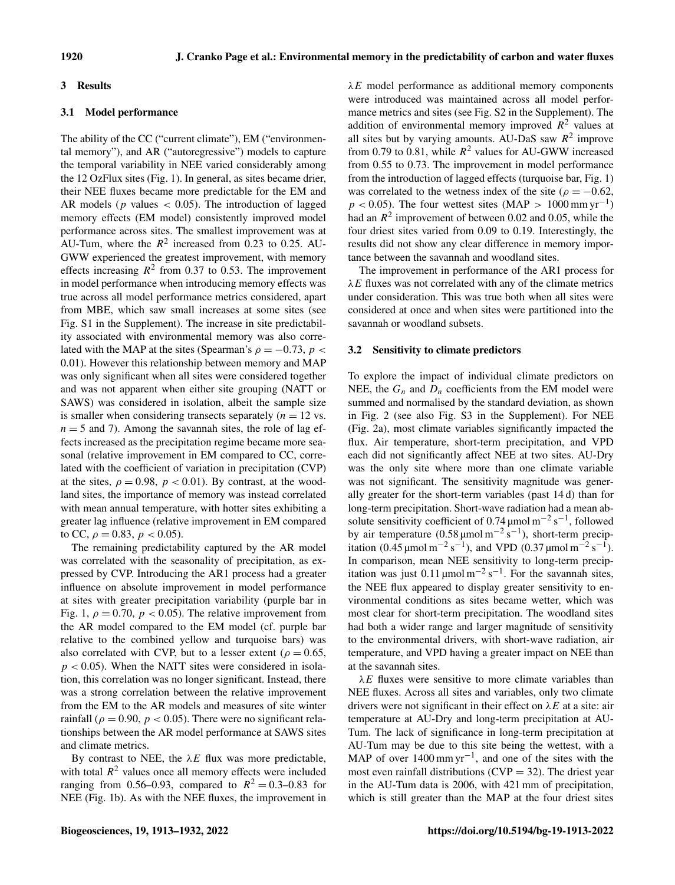## 3 Results

### 3.1 Model performance

The ability of the CC ("current climate"), EM ("environmental memory"), and AR ("autoregressive") models to capture the temporal variability in NEE varied considerably among the 12 OzFlux sites (Fig. 1). In general, as sites became drier, their NEE fluxes became more predictable for the EM and AR models ($p$ values $< 0.05$). The introduction of lagged memory effects (EM model) consistently improved model performance across sites. The smallest improvement was at AU-Tum, where the $R^2$ increased from 0.23 to 0.25. AU-GWW experienced the greatest improvement, with memory effects increasing $R^2$ from 0.37 to 0.53. The improvement in model performance when introducing memory effects was true across all model performance metrics considered, apart from MBE, which saw small increases at some sites (see Fig. S1 in the Supplement). The increase in site predictability associated with environmental memory was also correlated with the MAP at the sites (Spearman's $\rho = -0.73$, $p < 0.01$). However this relationship between memory and MAP was only significant when all sites were considered together and was not apparent when either site grouping (NATT or SAWS) was considered in isolation, albeit the sample size is smaller when considering transects separately ($n = 12$ vs. $n = 5$ and 7). Among the savannah sites, the role of lag effects increased as the precipitation regime became more seasonal (relative improvement in EM compared to CC, correlated with the coefficient of variation in precipitation (CVP) at the sites, $\rho = 0.98$, $p < 0.01$). By contrast, at the woodland sites, the importance of memory was instead correlated with mean annual temperature, with hotter sites exhibiting a greater lag influence (relative improvement in EM compared to CC, $\rho = 0.83$, $p < 0.05$).

The remaining predictability captured by the AR model was correlated with the seasonality of precipitation, as expressed by CVP. Introducing the AR1 process had a greater influence on absolute improvement in model performance at sites with greater precipitation variability (purple bar in Fig. 1, $\rho = 0.70$, $p < 0.05$). The relative improvement from the AR model compared to the EM model (cf. purple bar relative to the combined yellow and turquoise bars) was also correlated with CVP, but to a lesser extent ($\rho = 0.65$, $p < 0.05$). When the NATT sites were considered in isolation, this correlation was no longer significant. Instead, there was a strong correlation between the relative improvement from the EM to the AR models and measures of site winter rainfall ($\rho = 0.90$, $p < 0.05$). There were no significant relationships between the AR model performance at SAWS sites and climate metrics.

By contrast to NEE, the $\lambda E$ flux was more predictable, with total $R^2$ values once all memory effects were included ranging from 0.56–0.93, compared to $R^2 = 0.3$–0.83 for NEE (Fig. 1b). As with the NEE fluxes, the improvement in $\lambda E$ model performance as additional memory components were introduced was maintained across all model performance metrics and sites (see Fig. S2 in the Supplement). The addition of environmental memory improved $R^2$ values at all sites but by varying amounts. AU-DaS saw $R^2$ improve from 0.79 to 0.81, while $R^2$ values for AU-GWW increased from 0.55 to 0.73. The improvement in model performance from the introduction of lagged effects (turquoise bar, Fig. 1) was correlated to the wetness index of the site ($\rho = -0.62$, $p < 0.05$). The four wettest sites (MAP $> 1000\,\mathrm{mm\,yr^{-1}}$) had an $R^2$ improvement of between 0.02 and 0.05, while the four driest sites varied from 0.09 to 0.19. Interestingly, the results did not show any clear difference in memory importance between the savannah and woodland sites.

The improvement in performance of the AR1 process for $\lambda E$ fluxes was not correlated with any of the climate metrics under consideration. This was true both when all sites were considered at once and when sites were partitioned into the savannah or woodland subsets.

### 3.2 Sensitivity to climate predictors

To explore the impact of individual climate predictors on NEE, the $G_n$ and $D_n$ coefficients from the EM model were summed and normalised by the standard deviation, as shown in Fig. 2 (see also Fig. S3 in the Supplement). For NEE (Fig. 2a), most climate variables significantly impacted the flux. Air temperature, short-term precipitation, and VPD each did not significantly affect NEE at two sites. AU-Dry was the only site where more than one climate variable was not significant. The sensitivity magnitude was generally greater for the short-term variables (past 14 d) than for long-term precipitation. Short-wave radiation had a mean absolute sensitivity coefficient of $0.74\,\mathrm{\mu mol\,m^{-2}\,s^{-1}}$, followed by air temperature ($0.58\,\mathrm{\mu mol\,m^{-2}\,s^{-1}}$), short-term precipitation ($0.45\,\mathrm{\mu mol\,m^{-2}\,s^{-1}}$), and VPD ($0.37\,\mathrm{\mu mol\,m^{-2}\,s^{-1}}$). In comparison, mean NEE sensitivity to long-term precipitation was just $0.11\,\mathrm{\mu mol\,m^{-2}\,s^{-1}}$. For the savannah sites, the NEE flux appeared to display greater sensitivity to environmental conditions as sites became wetter, which was most clear for short-term precipitation. The woodland sites had both a wider range and larger magnitude of sensitivity to the environmental drivers, with short-wave radiation, air temperature, and VPD having a greater impact on NEE than at the savannah sites.

$\lambda E$ fluxes were sensitive to more climate variables than NEE fluxes. Across all sites and variables, only two climate drivers were not significant in their effect on $\lambda E$ at a site: air temperature at AU-Dry and long-term precipitation at AU-Tum. The lack of significance in long-term precipitation at AU-Tum may be due to this site being the wettest, with a MAP of over $1400\,\mathrm{mm\,yr^{-1}}$, and one of the sites with the most even rainfall distributions (CVP = 32). The driest year in the AU-Tum data is 2006, with 421 mm of precipitation, which is still greater than the MAP at the four driest sites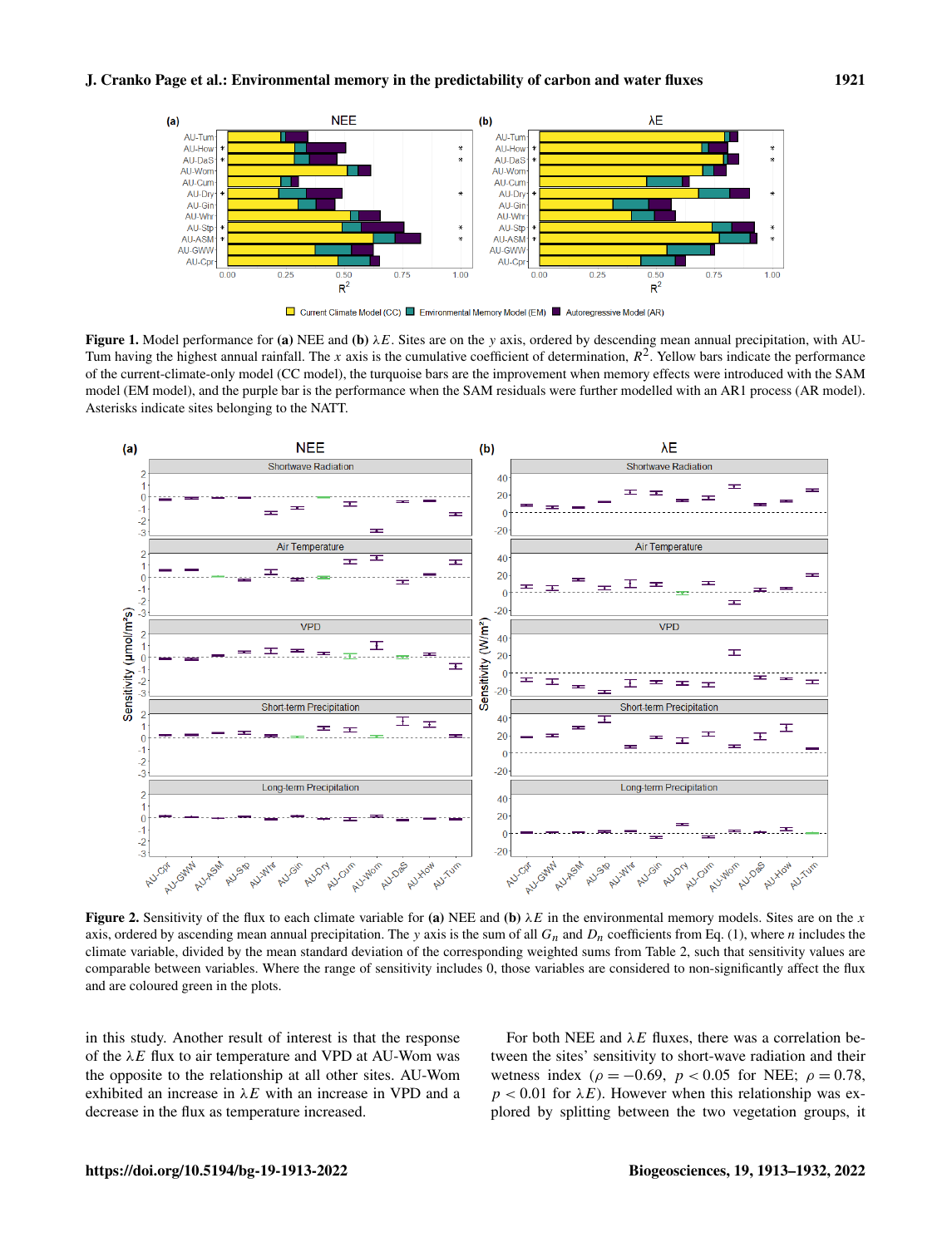**Figure 1.** Model performance for **(a)** NEE and **(b)** $\lambda E$. Sites are on the $y$ axis, ordered by descending mean annual precipitation, with AU-Tum having the highest annual rainfall. The $x$ axis is the cumulative coefficient of determination, $R^2$. Yellow bars indicate the performance of the current-climate-only model (CC model), the turquoise bars are the improvement when memory effects were introduced with the SAM model (EM model), and the purple bar is the performance when the SAM residuals were further modelled with an AR1 process (AR model). Asterisks indicate sites belonging to the NATT.

**Figure 2.** Sensitivity of the flux to each climate variable for **(a)** NEE and **(b)** $\lambda E$ in the environmental memory models. Sites are on the $x$ axis, ordered by ascending mean annual precipitation. The $y$ axis is the sum of all $G_n$ and $D_n$ coefficients from Eq. (1), where $n$ includes the climate variable, divided by the mean standard deviation of the corresponding weighted sums from Table 2, such that sensitivity values are comparable between variables. Where the range of sensitivity includes 0, those variables are considered to non-significantly affect the flux and are coloured green in the plots.

in this study. Another result of interest is that the response of the $\lambda E$ flux to air temperature and VPD at AU-Wom was the opposite to the relationship at all other sites. AU-Wom exhibited an increase in $\lambda E$ with an increase in VPD and a decrease in the flux as temperature increased.

For both NEE and $\lambda E$ fluxes, there was a correlation between the sites' sensitivity to short-wave radiation and their wetness index ($\rho = -0.69$, $p < 0.05$ for NEE; $\rho = 0.78$, $p < 0.01$ for $\lambda E$). However when this relationship was explored by splitting between the two vegetation groups, it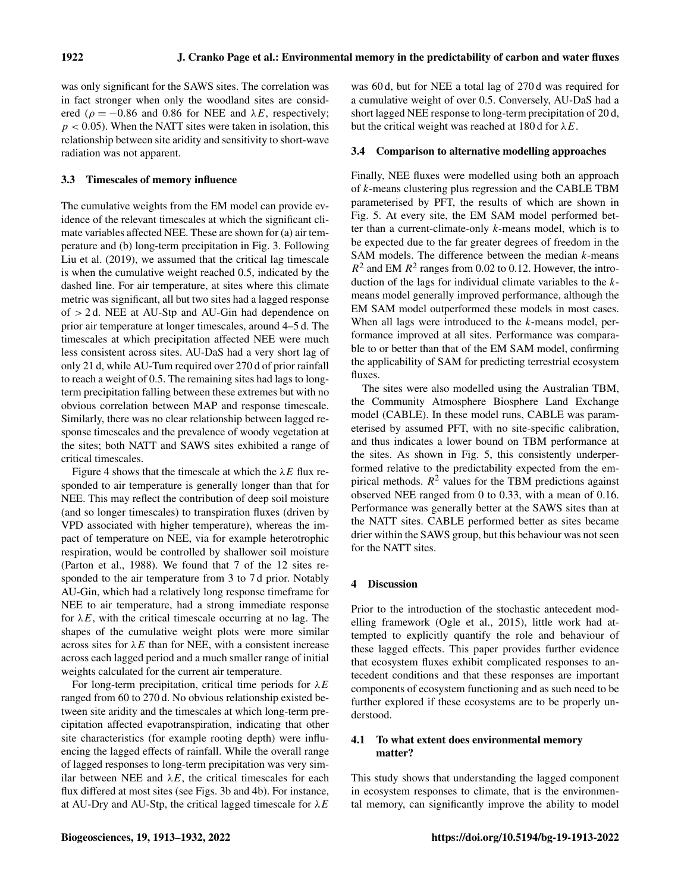was only significant for the SAWS sites. The correlation was in fact stronger when only the woodland sites are considered ($\rho = -0.86$ and 0.86 for NEE and $\lambda E$, respectively; $p < 0.05$). When the NATT sites were taken in isolation, this relationship between site aridity and sensitivity to short-wave radiation was not apparent.

### 3.3 Timescales of memory influence

The cumulative weights from the EM model can provide evidence of the relevant timescales at which the significant climate variables affected NEE. These are shown for (a) air temperature and (b) long-term precipitation in Fig. 3. Following Liu et al. (2019), we assumed that the critical lag timescale is when the cumulative weight reached 0.5, indicated by the dashed line. For air temperature, at sites where this climate metric was significant, all but two sites had a lagged response of > 2 d. NEE at AU-Stp and AU-Gin had dependence on prior air temperature at longer timescales, around 4–5 d. The timescales at which precipitation affected NEE were much less consistent across sites. AU-DaS had a very short lag of only 21 d, while AU-Tum required over 270 d of prior rainfall to reach a weight of 0.5. The remaining sites had lags to long-term precipitation falling between these extremes but with no obvious correlation between MAP and response timescale. Similarly, there was no clear relationship between lagged response timescales and the prevalence of woody vegetation at the sites; both NATT and SAWS sites exhibited a range of critical timescales.

Figure 4 shows that the timescale at which the $\lambda E$ flux responded to air temperature is generally longer than that for NEE. This may reflect the contribution of deep soil moisture (and so longer timescales) to transpiration fluxes (driven by VPD associated with higher temperature), whereas the impact of temperature on NEE, via for example heterotrophic respiration, would be controlled by shallower soil moisture (Parton et al., 1988). We found that 7 of the 12 sites responded to the air temperature from 3 to 7 d prior. Notably AU-Gin, which had a relatively long response timeframe for NEE to air temperature, had a strong immediate response for $\lambda E$, with the critical timescale occurring at no lag. The shapes of the cumulative weight plots were more similar across sites for $\lambda E$ than for NEE, with a consistent increase across each lagged period and a much smaller range of initial weights calculated for the current air temperature.

For long-term precipitation, critical time periods for $\lambda E$ ranged from 60 to 270 d. No obvious relationship existed between site aridity and the timescales at which long-term precipitation affected evapotranspiration, indicating that other site characteristics (for example rooting depth) were influencing the lagged effects of rainfall. While the overall range of lagged responses to long-term precipitation was very similar between NEE and $\lambda E$, the critical timescales for each flux differed at most sites (see Figs. 3b and 4b). For instance, at AU-Dry and AU-Stp, the critical lagged timescale for $\lambda E$ was 60 d, but for NEE a total lag of 270 d was required for a cumulative weight of over 0.5. Conversely, AU-DaS had a short lagged NEE response to long-term precipitation of 20 d, but the critical weight was reached at 180 d for $\lambda E$.

### 3.4 Comparison to alternative modelling approaches

Finally, NEE fluxes were modelled using both an approach of $k$-means clustering plus regression and the CABLE TBM parameterised by PFT, the results of which are shown in Fig. 5. At every site, the EM SAM model performed better than a current-climate-only $k$-means model, which is to be expected due to the far greater degrees of freedom in the SAM models. The difference between the median $k$-means $R^2$ and EM $R^2$ ranges from 0.02 to 0.12. However, the introduction of the lags for individual climate variables to the $k$-means model generally improved performance, although the EM SAM model outperformed these models in most cases. When all lags were introduced to the $k$-means model, performance improved at all sites. Performance was comparable to or better than that of the EM SAM model, confirming the applicability of SAM for predicting terrestrial ecosystem fluxes.

The sites were also modelled using the Australian TBM, the Community Atmosphere Biosphere Land Exchange model (CABLE). In these model runs, CABLE was parameterised by assumed PFT, with no site-specific calibration, and thus indicates a lower bound on TBM performance at the sites. As shown in Fig. 5, this consistently underperformed relative to the predictability expected from the empirical methods. $R^2$ values for the TBM predictions against observed NEE ranged from 0 to 0.33, with a mean of 0.16. Performance was generally better at the SAWS sites than at the NATT sites. CABLE performed better as sites became drier within the SAWS group, but this behaviour was not seen for the NATT sites.

## 4 Discussion

Prior to the introduction of the stochastic antecedent modelling framework (Ogle et al., 2015), little work had attempted to explicitly quantify the role and behaviour of these lagged effects. This paper provides further evidence that ecosystem fluxes exhibit complicated responses to antecedent conditions and that these responses are important components of ecosystem functioning and as such need to be further explored if these ecosystems are to be properly understood.

### 4.1 To what extent does environmental memory matter?

This study shows that understanding the lagged component in ecosystem responses to climate, that is the environmental memory, can significantly improve the ability to model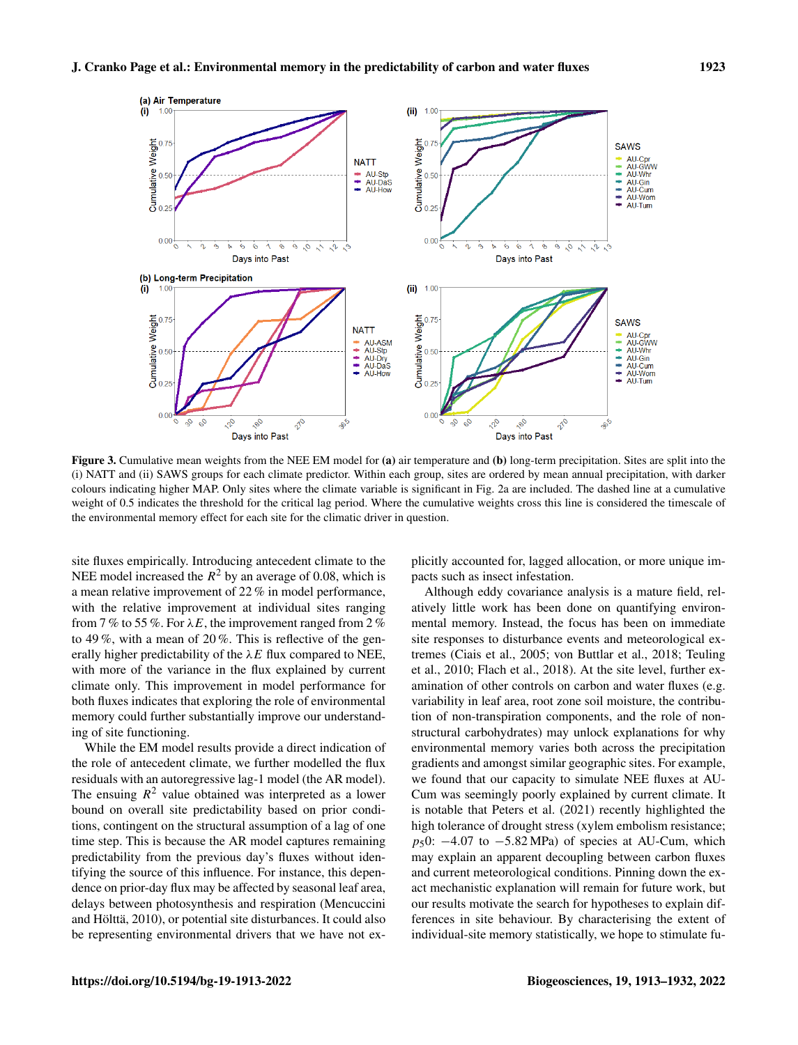**Figure 3.** Cumulative mean weights from the NEE EM model for **(a)** air temperature and **(b)** long-term precipitation. Sites are split into the (i) NATT and (ii) SAWS groups for each climate predictor. Within each group, sites are ordered by mean annual precipitation, with darker colours indicating higher MAP. Only sites where the climate variable is significant in Fig. 2a are included. The dashed line at a cumulative weight of 0.5 indicates the threshold for the critical lag period. Where the cumulative weights cross this line is considered the timescale of the environmental memory effect for each site for the climatic driver in question.

site fluxes empirically. Introducing antecedent climate to the NEE model increased the $R^2$ by an average of 0.08, which is a mean relative improvement of 22 % in model performance, with the relative improvement at individual sites ranging from 7 % to 55 %. For $\lambda E$, the improvement ranged from 2 % to 49 %, with a mean of 20 %. This is reflective of the generally higher predictability of the $\lambda E$ flux compared to NEE, with more of the variance in the flux explained by current climate only. This improvement in model performance for both fluxes indicates that exploring the role of environmental memory could further substantially improve our understanding of site functioning.

While the EM model results provide a direct indication of the role of antecedent climate, we further modelled the flux residuals with an autoregressive lag-1 model (the AR model). The ensuing $R^2$ value obtained was interpreted as a lower bound on overall site predictability based on prior conditions, contingent on the structural assumption of a lag of one time step. This is because the AR model captures remaining predictability from the previous day's fluxes without identifying the source of this influence. For instance, this dependence on prior-day flux may be affected by seasonal leaf area, delays between photosynthesis and respiration (Mencuccini and Hölttä, 2010), or potential site disturbances. It could also be representing environmental drivers that we have not explicitly accounted for, lagged allocation, or more unique impacts such as insect infestation.

Although eddy covariance analysis is a mature field, relatively little work has been done on quantifying environmental memory. Instead, the focus has been on immediate site responses to disturbance events and meteorological extremes (Ciais et al., 2005; von Buttlar et al., 2018; Teuling et al., 2010; Flach et al., 2018). At the site level, further examination of other controls on carbon and water fluxes (e.g. variability in leaf area, root zone soil moisture, the contribution of non-transpiration components, and the role of non-structural carbohydrates) may unlock explanations for why environmental memory varies both across the precipitation gradients and amongst similar geographic sites. For example, we found that our capacity to simulate NEE fluxes at AU-Cum was seemingly poorly explained by current climate. It is notable that Peters et al. (2021) recently highlighted the high tolerance of drought stress (xylem embolism resistance; $p_{50}$: $-4.07$ to $-5.82$ MPa) of species at AU-Cum, which may explain an apparent decoupling between carbon fluxes and current meteorological conditions. Pinning down the exact mechanistic explanation will remain for future work, but our results motivate the search for hypotheses to explain differences in site behaviour. By characterising the extent of individual-site memory statistically, we hope to stimulate fu-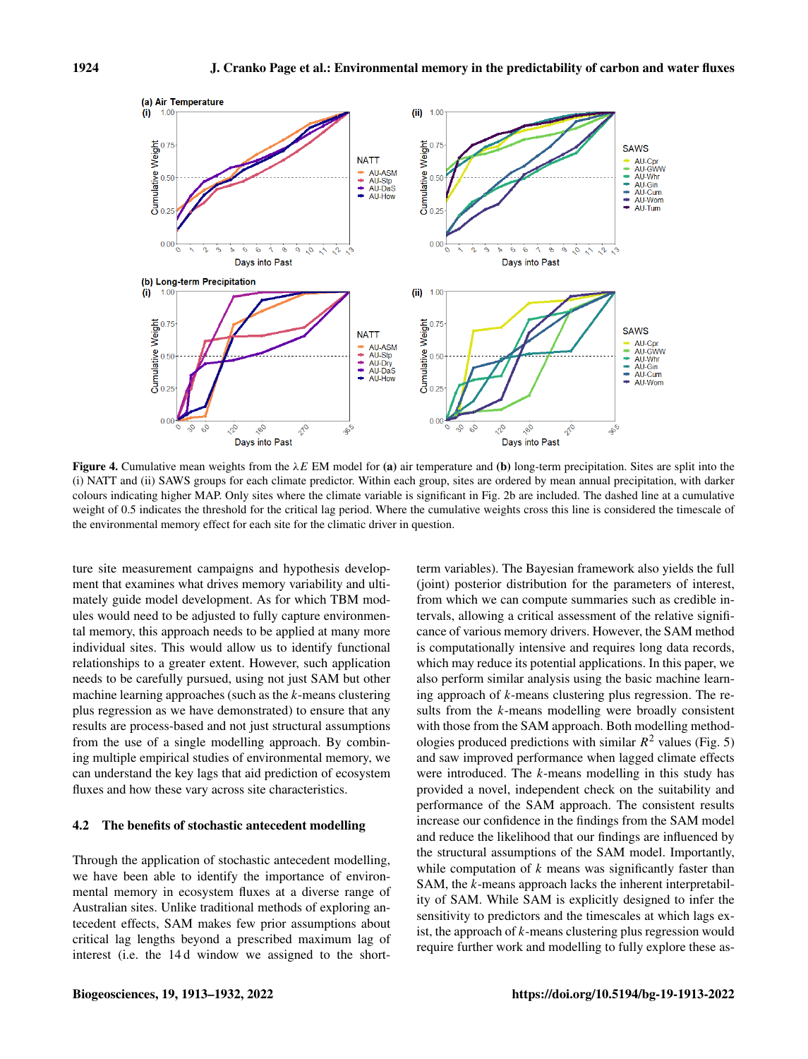Figure 4. Cumulative mean weights from the $\lambda E$ EM model for **(a)** air temperature and **(b)** long-term precipitation. Sites are split into the (i) NATT and (ii) SAWS groups for each climate predictor. Within each group, sites are ordered by mean annual precipitation, with darker colours indicating higher MAP. Only sites where the climate variable is significant in Fig. 2b are included. The dashed line at a cumulative weight of 0.5 indicates the threshold for the critical lag period. Where the cumulative weights cross this line is considered the timescale of the environmental memory effect for each site for the climatic driver in question.

ture site measurement campaigns and hypothesis development that examines what drives memory variability and ultimately guide model development. As for which TBM modules would need to be adjusted to fully capture environmental memory, this approach needs to be applied at many more individual sites. This would allow us to identify functional relationships to a greater extent. However, such application needs to be carefully pursued, using not just SAM but other machine learning approaches (such as the *k*-means clustering plus regression as we have demonstrated) to ensure that any results are process-based and not just structural assumptions from the use of a single modelling approach. By combining multiple empirical studies of environmental memory, we can understand the key lags that aid prediction of ecosystem fluxes and how these vary across site characteristics.

### 4.2 The benefits of stochastic antecedent modelling

Through the application of stochastic antecedent modelling, we have been able to identify the importance of environmental memory in ecosystem fluxes at a diverse range of Australian sites. Unlike traditional methods of exploring antecedent effects, SAM makes few prior assumptions about critical lag lengths beyond a prescribed maximum lag of interest (i.e. the 14 d window we assigned to the short-term variables). The Bayesian framework also yields the full (joint) posterior distribution for the parameters of interest, from which we can compute summaries such as credible intervals, allowing a critical assessment of the relative significance of various memory drivers. However, the SAM method is computationally intensive and requires long data records, which may reduce its potential applications. In this paper, we also perform similar analysis using the basic machine learning approach of *k*-means clustering plus regression. The results from the *k*-means modelling were broadly consistent with those from the SAM approach. Both modelling methodologies produced predictions with similar $R^2$ values (Fig. 5) and saw improved performance when lagged climate effects were introduced. The *k*-means modelling in this study has provided a novel, independent check on the suitability and performance of the SAM approach. The consistent results increase our confidence in the findings from the SAM model and reduce the likelihood that our findings are influenced by the structural assumptions of the SAM model. Importantly, while computation of *k* means was significantly faster than SAM, the *k*-means approach lacks the inherent interpretability of SAM. While SAM is explicitly designed to infer the sensitivity to predictors and the timescales at which lags exist, the approach of *k*-means clustering plus regression would require further work and modelling to fully explore these as-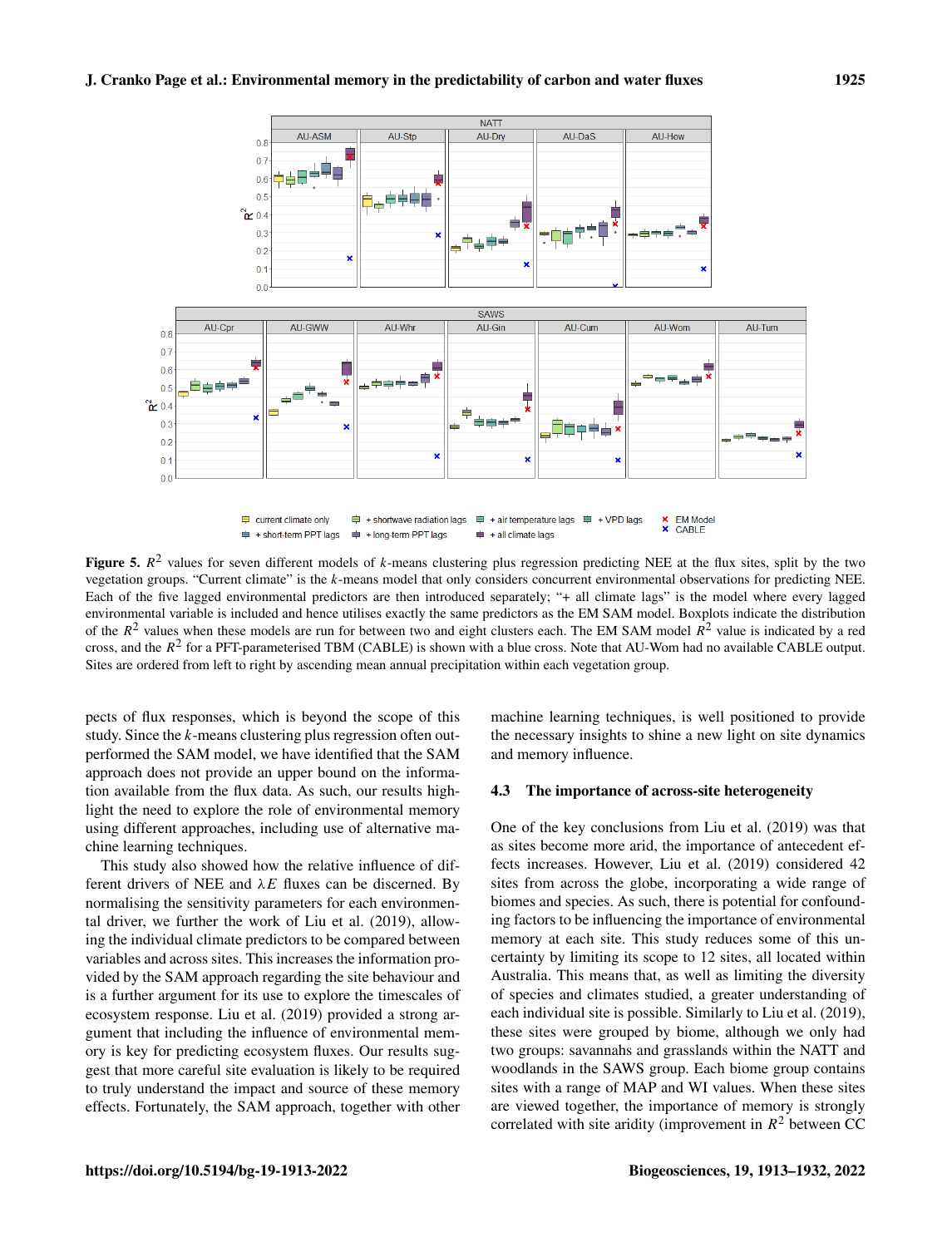**Figure 5.** $R^2$ values for seven different models of $k$-means clustering plus regression predicting NEE at the flux sites, split by the two vegetation groups. "Current climate" is the $k$-means model that only considers concurrent environmental observations for predicting NEE. Each of the five lagged environmental predictors are then introduced separately; "+ all climate lags" is the model where every lagged environmental variable is included and hence utilises exactly the same predictors as the EM SAM model. Boxplots indicate the distribution of the $R^2$ values when these models are run for between two and eight clusters each. The EM SAM model $R^2$ value is indicated by a red cross, and the $R^2$ for a PFT-parameterised TBM (CABLE) is shown with a blue cross. Note that AU-Wom had no available CABLE output. Sites are ordered from left to right by ascending mean annual precipitation within each vegetation group.

pects of flux responses, which is beyond the scope of this study. Since the $k$-means clustering plus regression often outperformed the SAM model, we have identified that the SAM approach does not provide an upper bound on the information available from the flux data. As such, our results highlight the need to explore the role of environmental memory using different approaches, including use of alternative machine learning techniques.

This study also showed how the relative influence of different drivers of NEE and $\lambda E$ fluxes can be discerned. By normalising the sensitivity parameters for each environmental driver, we further the work of Liu et al. (2019), allowing the individual climate predictors to be compared between variables and across sites. This increases the information provided by the SAM approach regarding the site behaviour and is a further argument for its use to explore the timescales of ecosystem response. Liu et al. (2019) provided a strong argument that including the influence of environmental memory is key for predicting ecosystem fluxes. Our results suggest that more careful site evaluation is likely to be required to truly understand the impact and source of these memory effects. Fortunately, the SAM approach, together with other machine learning techniques, is well positioned to provide the necessary insights to shine a new light on site dynamics and memory influence.

### 4.3 The importance of across-site heterogeneity

One of the key conclusions from Liu et al. (2019) was that as sites become more arid, the importance of antecedent effects increases. However, Liu et al. (2019) considered 42 sites from across the globe, incorporating a wide range of biomes and species. As such, there is potential for confounding factors to be influencing the importance of environmental memory at each site. This study reduces some of this uncertainty by limiting its scope to 12 sites, all located within Australia. This means that, as well as limiting the diversity of species and climates studied, a greater understanding of each individual site is possible. Similarly to Liu et al. (2019), these sites were grouped by biome, although we only had two groups: savannahs and grasslands within the NATT and woodlands in the SAWS group. Each biome group contains sites with a range of MAP and WI values. When these sites are viewed together, the importance of memory is strongly correlated with site aridity (improvement in $R^2$ between CC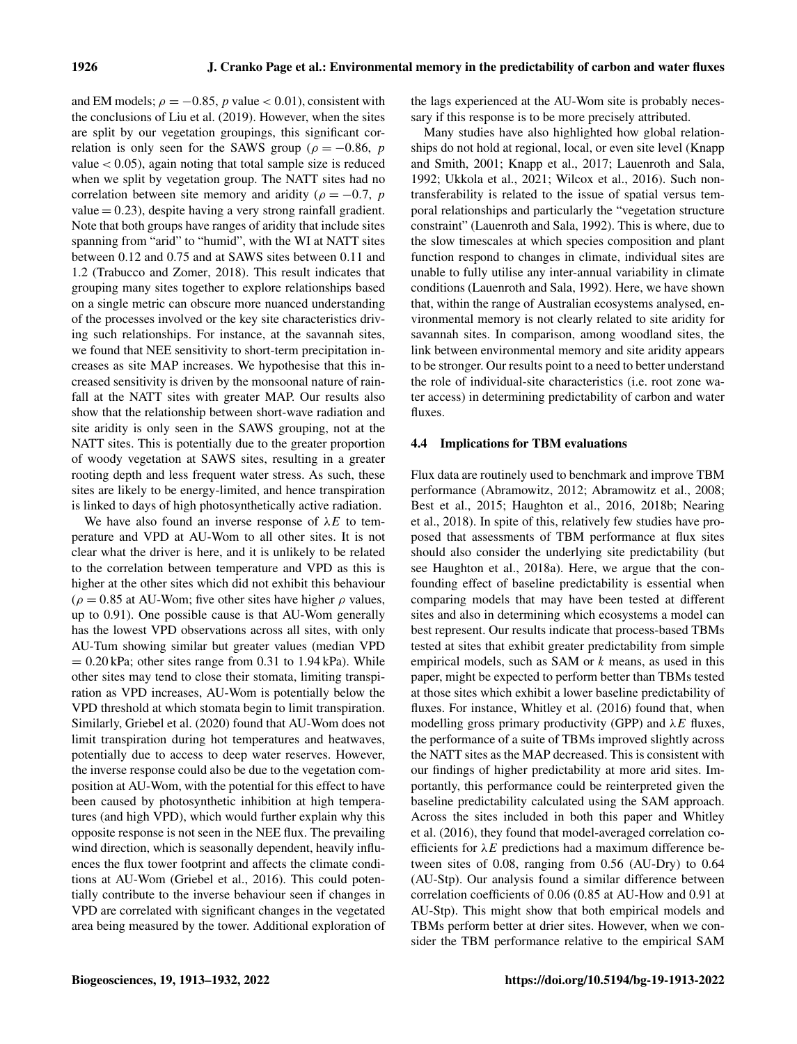and EM models; $\rho = -0.85$, $p$ value $< 0.01$), consistent with the conclusions of Liu et al. (2019). However, when the sites are split by our vegetation groupings, this significant correlation is only seen for the SAWS group ($\rho = -0.86$, $p$ value $< 0.05$), again noting that total sample size is reduced when we split by vegetation group. The NATT sites had no correlation between site memory and aridity ($\rho = -0.7$, $p$ value $= 0.23$), despite having a very strong rainfall gradient. Note that both groups have ranges of aridity that include sites spanning from "arid" to "humid", with the WI at NATT sites between 0.12 and 0.75 and at SAWS sites between 0.11 and 1.2 (Trabucco and Zomer, 2018). This result indicates that grouping many sites together to explore relationships based on a single metric can obscure more nuanced understanding of the processes involved or the key site characteristics driving such relationships. For instance, at the savannah sites, we found that NEE sensitivity to short-term precipitation increases as site MAP increases. We hypothesise that this increased sensitivity is driven by the monsoonal nature of rainfall at the NATT sites with greater MAP. Our results also show that the relationship between short-wave radiation and site aridity is only seen in the SAWS grouping, not at the NATT sites. This is potentially due to the greater proportion of woody vegetation at SAWS sites, resulting in a greater rooting depth and less frequent water stress. As such, these sites are likely to be energy-limited, and hence transpiration is linked to days of high photosynthetically active radiation.

We have also found an inverse response of $\lambda E$ to temperature and VPD at AU-Wom to all other sites. It is not clear what the driver is here, and it is unlikely to be related to the correlation between temperature and VPD as this is higher at the other sites which did not exhibit this behaviour ($\rho = 0.85$ at AU-Wom; five other sites have higher $\rho$ values, up to 0.91). One possible cause is that AU-Wom generally has the lowest VPD observations across all sites, with only AU-Tum showing similar but greater values (median VPD $= 0.20$ kPa; other sites range from 0.31 to 1.94 kPa). While other sites may tend to close their stomata, limiting transpiration as VPD increases, AU-Wom is potentially below the VPD threshold at which stomata begin to limit transpiration. Similarly, Griebel et al. (2020) found that AU-Wom does not limit transpiration during hot temperatures and heatwaves, potentially due to access to deep water reserves. However, the inverse response could also be due to the vegetation composition at AU-Wom, with the potential for this effect to have been caused by photosynthetic inhibition at high temperatures (and high VPD), which would further explain why this opposite response is not seen in the NEE flux. The prevailing wind direction, which is seasonally dependent, heavily influences the flux tower footprint and affects the climate conditions at AU-Wom (Griebel et al., 2016). This could potentially contribute to the inverse behaviour seen if changes in VPD are correlated with significant changes in the vegetated area being measured by the tower. Additional exploration of the lags experienced at the AU-Wom site is probably necessary if this response is to be more precisely attributed.

Many studies have also highlighted how global relationships do not hold at regional, local, or even site level (Knapp and Smith, 2001; Knapp et al., 2017; Lauenroth and Sala, 1992; Ukkola et al., 2021; Wilcox et al., 2016). Such non-transferability is related to the issue of spatial versus temporal relationships and particularly the "vegetation structure constraint" (Lauenroth and Sala, 1992). This is where, due to the slow timescales at which species composition and plant function respond to changes in climate, individual sites are unable to fully utilise any inter-annual variability in climate conditions (Lauenroth and Sala, 1992). Here, we have shown that, within the range of Australian ecosystems analysed, environmental memory is not clearly related to site aridity for savannah sites. In comparison, among woodland sites, the link between environmental memory and site aridity appears to be stronger. Our results point to a need to better understand the role of individual-site characteristics (i.e. root zone water access) in determining predictability of carbon and water fluxes.

### 4.4 Implications for TBM evaluations

Flux data are routinely used to benchmark and improve TBM performance (Abramowitz, 2012; Abramowitz et al., 2008; Best et al., 2015; Haughton et al., 2016, 2018b; Nearing et al., 2018). In spite of this, relatively few studies have proposed that assessments of TBM performance at flux sites should also consider the underlying site predictability (but see Haughton et al., 2018a). Here, we argue that the confounding effect of baseline predictability is essential when comparing models that may have been tested at different sites and also in determining which ecosystems a model can best represent. Our results indicate that process-based TBMs tested at sites that exhibit greater predictability from simple empirical models, such as SAM or $k$ means, as used in this paper, might be expected to perform better than TBMs tested at those sites which exhibit a lower baseline predictability of fluxes. For instance, Whitley et al. (2016) found that, when modelling gross primary productivity (GPP) and $\lambda E$ fluxes, the performance of a suite of TBMs improved slightly across the NATT sites as the MAP decreased. This is consistent with our findings of higher predictability at more arid sites. Importantly, this performance could be reinterpreted given the baseline predictability calculated using the SAM approach. Across the sites included in both this paper and Whitley et al. (2016), they found that model-averaged correlation coefficients for $\lambda E$ predictions had a maximum difference between sites of 0.08, ranging from 0.56 (AU-Dry) to 0.64 (AU-Stp). Our analysis found a similar difference between correlation coefficients of 0.06 (0.85 at AU-How and 0.91 at AU-Stp). This might show that both empirical models and TBMs perform better at drier sites. However, when we consider the TBM performance relative to the empirical SAM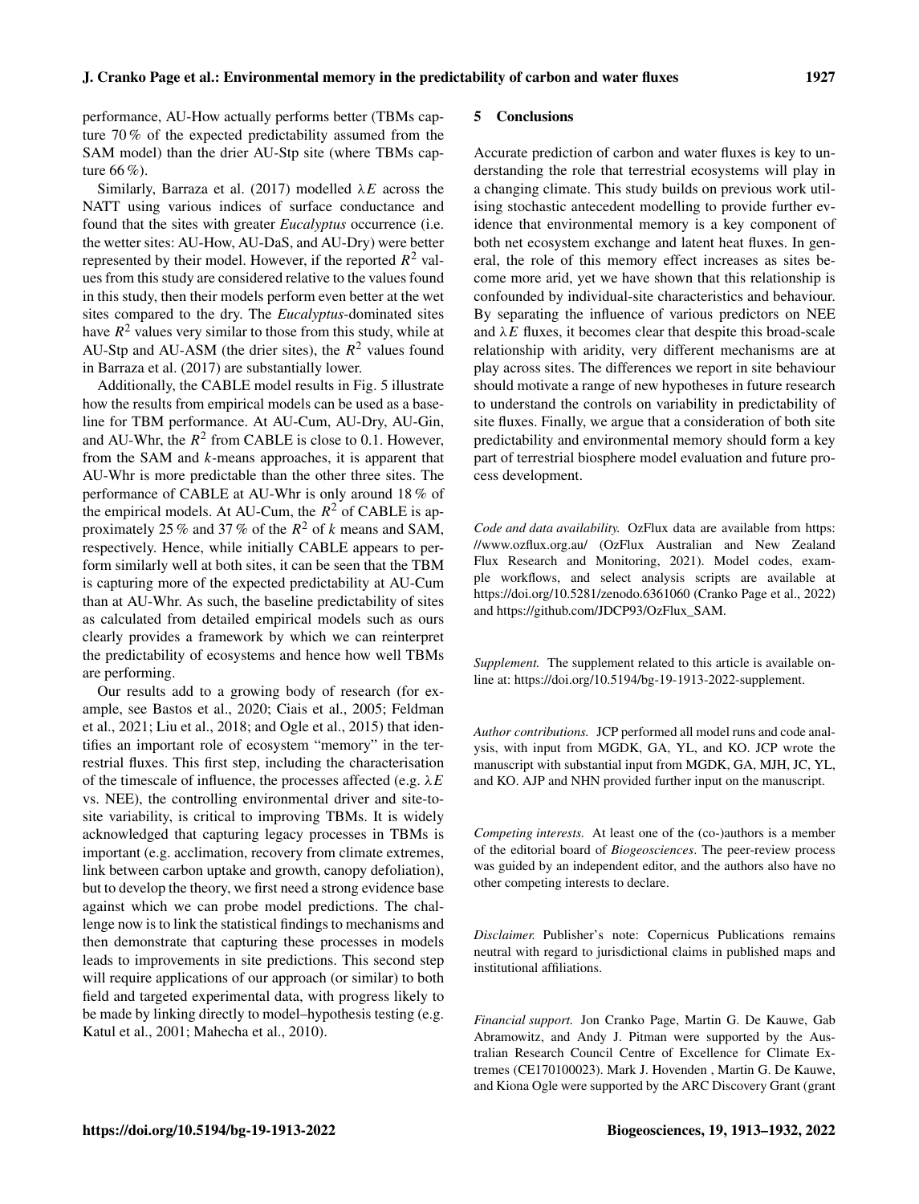performance, AU-How actually performs better (TBMs capture 70 % of the expected predictability assumed from the SAM model) than the drier AU-Stp site (where TBMs capture 66 %).

Similarly, Barraza et al. (2017) modelled $\lambda E$ across the NATT using various indices of surface conductance and found that the sites with greater *Eucalyptus* occurrence (i.e. the wetter sites: AU-How, AU-DaS, and AU-Dry) were better represented by their model. However, if the reported $R^2$ values from this study are considered relative to the values found in this study, then their models perform even better at the wet sites compared to the dry. The *Eucalyptus*-dominated sites have $R^2$ values very similar to those from this study, while at AU-Stp and AU-ASM (the drier sites), the $R^2$ values found in Barraza et al. (2017) are substantially lower.

Additionally, the CABLE model results in Fig. 5 illustrate how the results from empirical models can be used as a baseline for TBM performance. At AU-Cum, AU-Dry, AU-Gin, and AU-Whr, the $R^2$ from CABLE is close to 0.1. However, from the SAM and $k$-means approaches, it is apparent that AU-Whr is more predictable than the other three sites. The performance of CABLE at AU-Whr is only around 18 % of the empirical models. At AU-Cum, the $R^2$ of CABLE is approximately 25 % and 37 % of the $R^2$ of $k$ means and SAM, respectively. Hence, while initially CABLE appears to perform similarly well at both sites, it can be seen that the TBM is capturing more of the expected predictability at AU-Cum than at AU-Whr. As such, the baseline predictability of sites as calculated from detailed empirical models such as ours clearly provides a framework by which we can reinterpret the predictability of ecosystems and hence how well TBMs are performing.

Our results add to a growing body of research (for example, see Bastos et al., 2020; Ciais et al., 2005; Feldman et al., 2021; Liu et al., 2018; and Ogle et al., 2015) that identifies an important role of ecosystem "memory" in the terrestrial fluxes. This first step, including the characterisation of the timescale of influence, the processes affected (e.g. $\lambda E$ vs. NEE), the controlling environmental driver and site-to-site variability, is critical to improving TBMs. It is widely acknowledged that capturing legacy processes in TBMs is important (e.g. acclimation, recovery from climate extremes, link between carbon uptake and growth, canopy defoliation), but to develop the theory, we first need a strong evidence base against which we can probe model predictions. The challenge now is to link the statistical findings to mechanisms and then demonstrate that capturing these processes in models leads to improvements in site predictions. This second step will require applications of our approach (or similar) to both field and targeted experimental data, with progress likely to be made by linking directly to model–hypothesis testing (e.g. Katul et al., 2001; Mahecha et al., 2010).

## 5 Conclusions

Accurate prediction of carbon and water fluxes is key to understanding the role that terrestrial ecosystems will play in a changing climate. This study builds on previous work utilising stochastic antecedent modelling to provide further evidence that environmental memory is a key component of both net ecosystem exchange and latent heat fluxes. In general, the role of this memory effect increases as sites become more arid, yet we have shown that this relationship is confounded by individual-site characteristics and behaviour. By separating the influence of various predictors on NEE and $\lambda E$ fluxes, it becomes clear that despite this broad-scale relationship with aridity, very different mechanisms are at play across sites. The differences we report in site behaviour should motivate a range of new hypotheses in future research to understand the controls on variability in predictability of site fluxes. Finally, we argue that a consideration of both site predictability and environmental memory should form a key part of terrestrial biosphere model evaluation and future process development.

*Code and data availability.* OzFlux data are available from https://www.ozflux.org.au/ (OzFlux Australian and New Zealand Flux Research and Monitoring, 2021). Model codes, example workflows, and select analysis scripts are available at https://doi.org/10.5281/zenodo.6361060 (Cranko Page et al., 2022) and https://github.com/JDCP93/OzFlux_SAM.

*Supplement.* The supplement related to this article is available online at: https://doi.org/10.5194/bg-19-1913-2022-supplement.

*Author contributions.* JCP performed all model runs and code analysis, with input from MGDK, GA, YL, and KO. JCP wrote the manuscript with substantial input from MGDK, GA, MJH, JC, YL, and KO. AJP and NHN provided further input on the manuscript.

*Competing interests.* At least one of the (co-)authors is a member of the editorial board of *Biogeosciences*. The peer-review process was guided by an independent editor, and the authors also have no other competing interests to declare.

*Disclaimer.* Publisher's note: Copernicus Publications remains neutral with regard to jurisdictional claims in published maps and institutional affiliations.

*Financial support.* Jon Cranko Page, Martin G. De Kauwe, Gab Abramowitz, and Andy J. Pitman were supported by the Australian Research Council Centre of Excellence for Climate Extremes (CE170100023). Mark J. Hovenden , Martin G. De Kauwe, and Kiona Ogle were supported by the ARC Discovery Grant (grant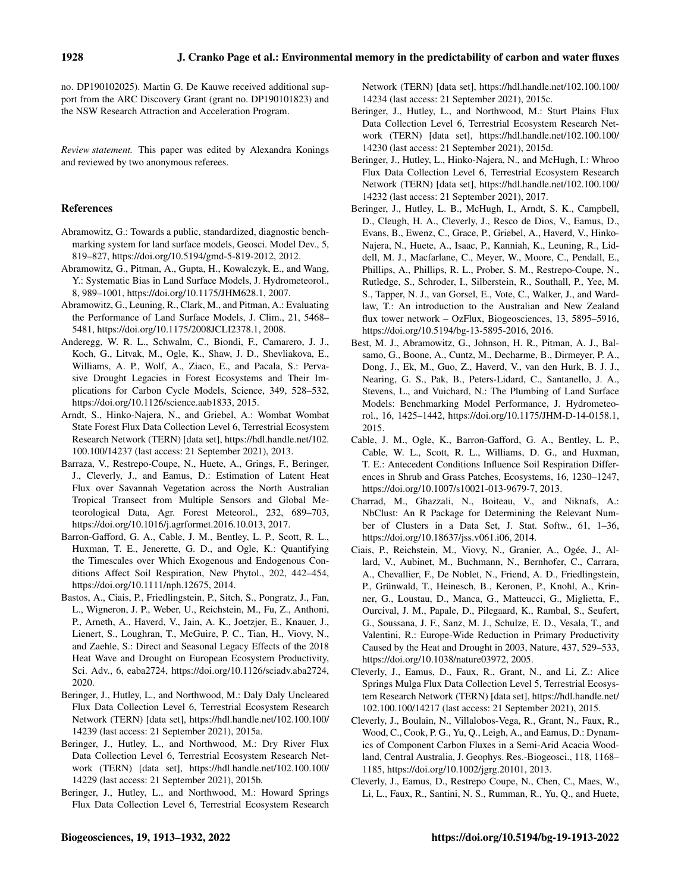no. DP190102025). Martin G. De Kauwe received additional support from the ARC Discovery Grant (grant no. DP190101823) and the NSW Research Attraction and Acceleration Program.

*Review statement.* This paper was edited by Alexandra Konings and reviewed by two anonymous referees.

## References

Abramowitz, G.: Towards a public, standardized, diagnostic benchmarking system for land surface models, Geosci. Model Dev., 5, 819–827, https://doi.org/10.5194/gmd-5-819-2012, 2012.

Abramowitz, G., Pitman, A., Gupta, H., Kowalczyk, E., and Wang, Y.: Systematic Bias in Land Surface Models, J. Hydrometeorol., 8, 989–1001, https://doi.org/10.1175/JHM628.1, 2007.

Abramowitz, G., Leuning, R., Clark, M., and Pitman, A.: Evaluating the Performance of Land Surface Models, J. Clim., 21, 5468–5481, https://doi.org/10.1175/2008JCLI2378.1, 2008.

Anderegg, W. R. L., Schwalm, C., Biondi, F., Camarero, J. J., Koch, G., Litvak, M., Ogle, K., Shaw, J. D., Shevliakova, E., Williams, A. P., Wolf, A., Ziaco, E., and Pacala, S.: Pervasive Drought Legacies in Forest Ecosystems and Their Implications for Carbon Cycle Models, Science, 349, 528–532, https://doi.org/10.1126/science.aab1833, 2015.

Arndt, S., Hinko-Najera, N., and Griebel, A.: Wombat Wombat State Forest Flux Data Collection Level 6, Terrestrial Ecosystem Research Network (TERN) [data set], https://hdl.handle.net/102.100.100/14237 (last access: 21 September 2021), 2013.

Barraza, V., Restrepo-Coupe, N., Huete, A., Grings, F., Beringer, J., Cleverly, J., and Eamus, D.: Estimation of Latent Heat Flux over Savannah Vegetation across the North Australian Tropical Transect from Multiple Sensors and Global Meteorological Data, Agr. Forest Meteorol., 232, 689–703, https://doi.org/10.1016/j.agrformet.2016.10.013, 2017.

Barron-Gafford, G. A., Cable, J. M., Bentley, L. P., Scott, R. L., Huxman, T. E., Jenerette, G. D., and Ogle, K.: Quantifying the Timescales over Which Exogenous and Endogenous Conditions Affect Soil Respiration, New Phytol., 202, 442–454, https://doi.org/10.1111/nph.12675, 2014.

Bastos, A., Ciais, P., Friedlingstein, P., Sitch, S., Pongratz, J., Fan, L., Wigneron, J. P., Weber, U., Reichstein, M., Fu, Z., Anthoni, P., Arneth, A., Haverd, V., Jain, A. K., Joetzjer, E., Knauer, J., Lienert, S., Loughran, T., McGuire, P. C., Tian, H., Viovy, N., and Zaehle, S.: Direct and Seasonal Legacy Effects of the 2018 Heat Wave and Drought on European Ecosystem Productivity, Sci. Adv., 6, eaba2724, https://doi.org/10.1126/sciadv.aba2724, 2020.

Beringer, J., Hutley, L., and Northwood, M.: Daly Daly Uncleared Flux Data Collection Level 6, Terrestrial Ecosystem Research Network (TERN) [data set], https://hdl.handle.net/102.100.100/14239 (last access: 21 September 2021), 2015a.

Beringer, J., Hutley, L., and Northwood, M.: Dry River Flux Data Collection Level 6, Terrestrial Ecosystem Research Network (TERN) [data set], https://hdl.handle.net/102.100.100/14229 (last access: 21 September 2021), 2015b.

Beringer, J., Hutley, L., and Northwood, M.: Howard Springs Flux Data Collection Level 6, Terrestrial Ecosystem Research Network (TERN) [data set], https://hdl.handle.net/102.100.100/14234 (last access: 21 September 2021), 2015c.

Beringer, J., Hutley, L., and Northwood, M.: Sturt Plains Flux Data Collection Level 6, Terrestrial Ecosystem Research Network (TERN) [data set], https://hdl.handle.net/102.100.100/14230 (last access: 21 September 2021), 2015d.

Beringer, J., Hutley, L., Hinko-Najera, N., and McHugh, I.: Whroo Flux Data Collection Level 6, Terrestrial Ecosystem Research Network (TERN) [data set], https://hdl.handle.net/102.100.100/14232 (last access: 21 September 2021), 2017.

Beringer, J., Hutley, L. B., McHugh, I., Arndt, S. K., Campbell, D., Cleugh, H. A., Cleverly, J., Resco de Dios, V., Eamus, D., Evans, B., Ewenz, C., Grace, P., Griebel, A., Haverd, V., Hinko-Najera, N., Huete, A., Isaac, P., Kanniah, K., Leuning, R., Liddell, M. J., Macfarlane, C., Meyer, W., Moore, C., Pendall, E., Phillips, A., Phillips, R. L., Prober, S. M., Restrepo-Coupe, N., Rutledge, S., Schroder, I., Silberstein, R., Southall, P., Yee, M. S., Tapper, N. J., van Gorsel, E., Vote, C., Walker, J., and Wardlaw, T.: An introduction to the Australian and New Zealand flux tower network – OzFlux, Biogeosciences, 13, 5895–5916, https://doi.org/10.5194/bg-13-5895-2016, 2016.

Best, M. J., Abramowitz, G., Johnson, H. R., Pitman, A. J., Balsamo, G., Boone, A., Cuntz, M., Decharme, B., Dirmeyer, P. A., Dong, J., Ek, M., Guo, Z., Haverd, V., van den Hurk, B. J. J., Nearing, G. S., Pak, B., Peters-Lidard, C., Santanello, J. A., Stevens, L., and Vuichard, N.: The Plumbing of Land Surface Models: Benchmarking Model Performance, J. Hydrometeorol., 16, 1425–1442, https://doi.org/10.1175/JHM-D-14-0158.1, 2015.

Cable, J. M., Ogle, K., Barron-Gafford, G. A., Bentley, L. P., Cable, W. L., Scott, R. L., Williams, D. G., and Huxman, T. E.: Antecedent Conditions Influence Soil Respiration Differences in Shrub and Grass Patches, Ecosystems, 16, 1230–1247, https://doi.org/10.1007/s10021-013-9679-7, 2013.

Charrad, M., Ghazzali, N., Boiteau, V., and Niknafs, A.: NbClust: An R Package for Determining the Relevant Number of Clusters in a Data Set, J. Stat. Softw., 61, 1–36, https://doi.org/10.18637/jss.v061.i06, 2014.

Ciais, P., Reichstein, M., Viovy, N., Granier, A., Ogée, J., Allard, V., Aubinet, M., Buchmann, N., Bernhofer, C., Carrara, A., Chevallier, F., De Noblet, N., Friend, A. D., Friedlingstein, P., Grünwald, T., Heinesch, B., Keronen, P., Knohl, A., Krinner, G., Loustau, D., Manca, G., Matteucci, G., Miglietta, F., Ourcival, J. M., Papale, D., Pilegaard, K., Rambal, S., Seufert, G., Soussana, J. F., Sanz, M. J., Schulze, E. D., Vesala, T., and Valentini, R.: Europe-Wide Reduction in Primary Productivity Caused by the Heat and Drought in 2003, Nature, 437, 529–533, https://doi.org/10.1038/nature03972, 2005.

Cleverly, J., Eamus, D., Faux, R., Grant, N., and Li, Z.: Alice Springs Mulga Flux Data Collection Level 5, Terrestrial Ecosystem Research Network (TERN) [data set], https://hdl.handle.net/102.100.100/14217 (last access: 21 September 2021), 2015.

Cleverly, J., Boulain, N., Villalobos-Vega, R., Grant, N., Faux, R., Wood, C., Cook, P. G., Yu, Q., Leigh, A., and Eamus, D.: Dynamics of Component Carbon Fluxes in a Semi-Arid Acacia Woodland, Central Australia, J. Geophys. Res.-Biogeosci., 118, 1168–1185, https://doi.org/10.1002/jgrg.20101, 2013.

Cleverly, J., Eamus, D., Restrepo Coupe, N., Chen, C., Maes, W., Li, L., Faux, R., Santini, N. S., Rumman, R., Yu, Q., and Huete,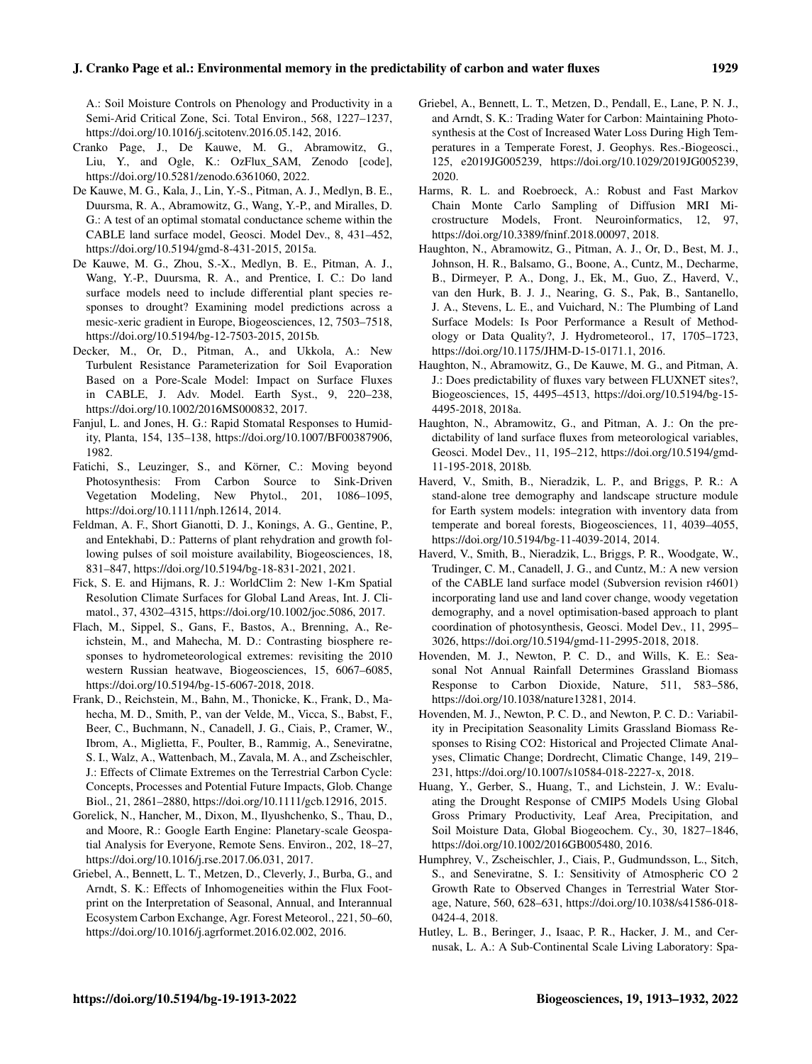A.: Soil Moisture Controls on Phenology and Productivity in a Semi-Arid Critical Zone, Sci. Total Environ., 568, 1227–1237, https://doi.org/10.1016/j.scitotenv.2016.05.142, 2016.

Cranko Page, J., De Kauwe, M. G., Abramowitz, G., Liu, Y., and Ogle, K.: OzFlux_SAM, Zenodo [code], https://doi.org/10.5281/zenodo.6361060, 2022.

De Kauwe, M. G., Kala, J., Lin, Y.-S., Pitman, A. J., Medlyn, B. E., Duursma, R. A., Abramowitz, G., Wang, Y.-P., and Miralles, D. G.: A test of an optimal stomatal conductance scheme within the CABLE land surface model, Geosci. Model Dev., 8, 431–452, https://doi.org/10.5194/gmd-8-431-2015, 2015a.

De Kauwe, M. G., Zhou, S.-X., Medlyn, B. E., Pitman, A. J., Wang, Y.-P., Duursma, R. A., and Prentice, I. C.: Do land surface models need to include differential plant species responses to drought? Examining model predictions across a mesic-xeric gradient in Europe, Biogeosciences, 12, 7503–7518, https://doi.org/10.5194/bg-12-7503-2015, 2015b.

Decker, M., Or, D., Pitman, A., and Ukkola, A.: New Turbulent Resistance Parameterization for Soil Evaporation Based on a Pore-Scale Model: Impact on Surface Fluxes in CABLE, J. Adv. Model. Earth Syst., 9, 220–238, https://doi.org/10.1002/2016MS000832, 2017.

Fanjul, L. and Jones, H. G.: Rapid Stomatal Responses to Humidity, Planta, 154, 135–138, https://doi.org/10.1007/BF00387906, 1982.

Fatichi, S., Leuzinger, S., and Körner, C.: Moving beyond Photosynthesis: From Carbon Source to Sink-Driven Vegetation Modeling, New Phytol., 201, 1086–1095, https://doi.org/10.1111/nph.12614, 2014.

Feldman, A. F., Short Gianotti, D. J., Konings, A. G., Gentine, P., and Entekhabi, D.: Patterns of plant rehydration and growth following pulses of soil moisture availability, Biogeosciences, 18, 831–847, https://doi.org/10.5194/bg-18-831-2021, 2021.

Fick, S. E. and Hijmans, R. J.: WorldClim 2: New 1-Km Spatial Resolution Climate Surfaces for Global Land Areas, Int. J. Climatol., 37, 4302–4315, https://doi.org/10.1002/joc.5086, 2017.

Flach, M., Sippel, S., Gans, F., Bastos, A., Brenning, A., Reichstein, M., and Mahecha, M. D.: Contrasting biosphere responses to hydrometeorological extremes: revisiting the 2010 western Russian heatwave, Biogeosciences, 15, 6067–6085, https://doi.org/10.5194/bg-15-6067-2018, 2018.

Frank, D., Reichstein, M., Bahn, M., Thonicke, K., Frank, D., Mahecha, M. D., Smith, P., van der Velde, M., Vicca, S., Babst, F., Beer, C., Buchmann, N., Canadell, J. G., Ciais, P., Cramer, W., Ibrom, A., Miglietta, F., Poulter, B., Rammig, A., Seneviratne, S. I., Walz, A., Wattenbach, M., Zavala, M. A., and Zscheischler, J.: Effects of Climate Extremes on the Terrestrial Carbon Cycle: Concepts, Processes and Potential Future Impacts, Glob. Change Biol., 21, 2861–2880, https://doi.org/10.1111/gcb.12916, 2015.

Gorelick, N., Hancher, M., Dixon, M., Ilyushchenko, S., Thau, D., and Moore, R.: Google Earth Engine: Planetary-scale Geospatial Analysis for Everyone, Remote Sens. Environ., 202, 18–27, https://doi.org/10.1016/j.rse.2017.06.031, 2017.

Griebel, A., Bennett, L. T., Metzen, D., Cleverly, J., Burba, G., and Arndt, S. K.: Effects of Inhomogeneities within the Flux Footprint on the Interpretation of Seasonal, Annual, and Interannual Ecosystem Carbon Exchange, Agr. Forest Meteorol., 221, 50–60, https://doi.org/10.1016/j.agrformet.2016.02.002, 2016.

Griebel, A., Bennett, L. T., Metzen, D., Pendall, E., Lane, P. N. J., and Arndt, S. K.: Trading Water for Carbon: Maintaining Photosynthesis at the Cost of Increased Water Loss During High Temperatures in a Temperate Forest, J. Geophys. Res.-Biogeosci., 125, e2019JG005239, https://doi.org/10.1029/2019JG005239, 2020.

Harms, R. L. and Roebroeck, A.: Robust and Fast Markov Chain Monte Carlo Sampling of Diffusion MRI Microstructure Models, Front. Neuroinformatics, 12, 97, https://doi.org/10.3389/fninf.2018.00097, 2018.

Haughton, N., Abramowitz, G., Pitman, A. J., Or, D., Best, M. J., Johnson, H. R., Balsamo, G., Boone, A., Cuntz, M., Decharme, B., Dirmeyer, P. A., Dong, J., Ek, M., Guo, Z., Haverd, V., van den Hurk, B. J. J., Nearing, G. S., Pak, B., Santanello, J. A., Stevens, L. E., and Vuichard, N.: The Plumbing of Land Surface Models: Is Poor Performance a Result of Methodology or Data Quality?, J. Hydrometeorol., 17, 1705–1723, https://doi.org/10.1175/JHM-D-15-0171.1, 2016.

Haughton, N., Abramowitz, G., De Kauwe, M. G., and Pitman, A. J.: Does predictability of fluxes vary between FLUXNET sites?, Biogeosciences, 15, 4495–4513, https://doi.org/10.5194/bg-15-4495-2018, 2018a.

Haughton, N., Abramowitz, G., and Pitman, A. J.: On the predictability of land surface fluxes from meteorological variables, Geosci. Model Dev., 11, 195–212, https://doi.org/10.5194/gmd-11-195-2018, 2018b.

Haverd, V., Smith, B., Nieradzik, L. P., and Briggs, P. R.: A stand-alone tree demography and landscape structure module for Earth system models: integration with inventory data from temperate and boreal forests, Biogeosciences, 11, 4039–4055, https://doi.org/10.5194/bg-11-4039-2014, 2014.

Haverd, V., Smith, B., Nieradzik, L., Briggs, P. R., Woodgate, W., Trudinger, C. M., Canadell, J. G., and Cuntz, M.: A new version of the CABLE land surface model (Subversion revision r4601) incorporating land use and land cover change, woody vegetation demography, and a novel optimisation-based approach to plant coordination of photosynthesis, Geosci. Model Dev., 11, 2995–3026, https://doi.org/10.5194/gmd-11-2995-2018, 2018.

Hovenden, M. J., Newton, P. C. D., and Wills, K. E.: Seasonal Not Annual Rainfall Determines Grassland Biomass Response to Carbon Dioxide, Nature, 511, 583–586, https://doi.org/10.1038/nature13281, 2014.

Hovenden, M. J., Newton, P. C. D., and Newton, P. C. D.: Variability in Precipitation Seasonality Limits Grassland Biomass Responses to Rising CO2: Historical and Projected Climate Analyses, Climatic Change; Dordrecht, Climatic Change, 149, 219–231, https://doi.org/10.1007/s10584-018-2227-x, 2018.

Huang, Y., Gerber, S., Huang, T., and Lichstein, J. W.: Evaluating the Drought Response of CMIP5 Models Using Global Gross Primary Productivity, Leaf Area, Precipitation, and Soil Moisture Data, Global Biogeochem. Cy., 30, 1827–1846, https://doi.org/10.1002/2016GB005480, 2016.

Humphrey, V., Zscheischler, J., Ciais, P., Gudmundsson, L., Sitch, S., and Seneviratne, S. I.: Sensitivity of Atmospheric CO 2 Growth Rate to Observed Changes in Terrestrial Water Storage, Nature, 560, 628–631, https://doi.org/10.1038/s41586-018-0424-4, 2018.

Hutley, L. B., Beringer, J., Isaac, P. R., Hacker, J. M., and Cernusak, L. A.: A Sub-Continental Scale Living Laboratory: Spa-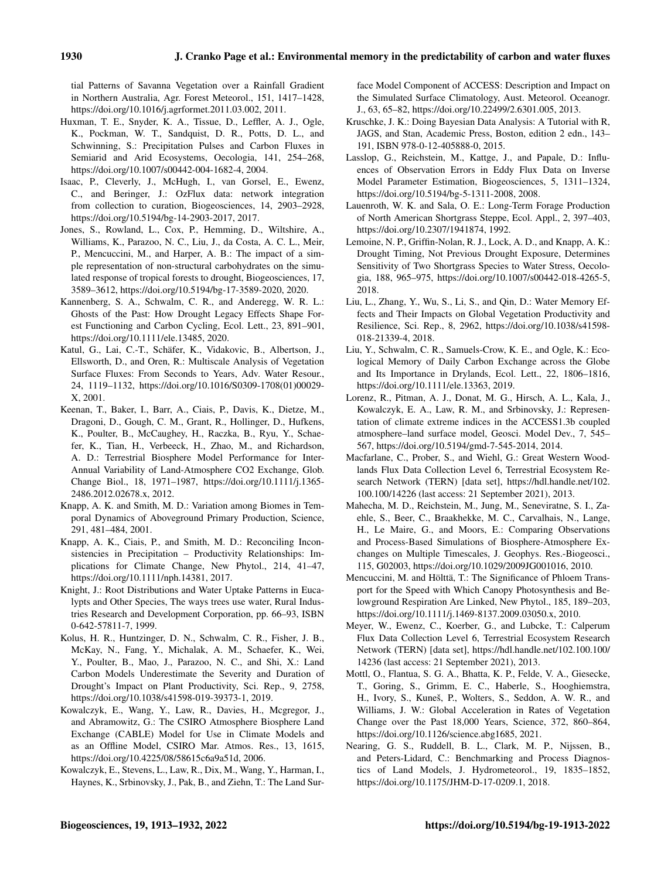tial Patterns of Savanna Vegetation over a Rainfall Gradient in Northern Australia, Agr. Forest Meteorol., 151, 1417–1428, https://doi.org/10.1016/j.agrformet.2011.03.002, 2011.

Huxman, T. E., Snyder, K. A., Tissue, D., Leffler, A. J., Ogle, K., Pockman, W. T., Sandquist, D. R., Potts, D. L., and Schwinning, S.: Precipitation Pulses and Carbon Fluxes in Semiarid and Arid Ecosystems, Oecologia, 141, 254–268, https://doi.org/10.1007/s00442-004-1682-4, 2004.

Isaac, P., Cleverly, J., McHugh, I., van Gorsel, E., Ewenz, C., and Beringer, J.: OzFlux data: network integration from collection to curation, Biogeosciences, 14, 2903–2928, https://doi.org/10.5194/bg-14-2903-2017, 2017.

Jones, S., Rowland, L., Cox, P., Hemming, D., Wiltshire, A., Williams, K., Parazoo, N. C., Liu, J., da Costa, A. C. L., Meir, P., Mencuccini, M., and Harper, A. B.: The impact of a simple representation of non-structural carbohydrates on the simulated response of tropical forests to drought, Biogeosciences, 17, 3589–3612, https://doi.org/10.5194/bg-17-3589-2020, 2020.

Kannenberg, S. A., Schwalm, C. R., and Anderegg, W. R. L.: Ghosts of the Past: How Drought Legacy Effects Shape Forest Functioning and Carbon Cycling, Ecol. Lett., 23, 891–901, https://doi.org/10.1111/ele.13485, 2020.

Katul, G., Lai, C.-T., Schäfer, K., Vidakovic, B., Albertson, J., Ellsworth, D., and Oren, R.: Multiscale Analysis of Vegetation Surface Fluxes: From Seconds to Years, Adv. Water Resour., 24, 1119–1132, https://doi.org/10.1016/S0309-1708(01)00029-X, 2001.

Keenan, T., Baker, I., Barr, A., Ciais, P., Davis, K., Dietze, M., Dragoni, D., Gough, C. M., Grant, R., Hollinger, D., Hufkens, K., Poulter, B., McCaughey, H., Raczka, B., Ryu, Y., Schaefer, K., Tian, H., Verbeeck, H., Zhao, M., and Richardson, A. D.: Terrestrial Biosphere Model Performance for Inter-Annual Variability of Land-Atmosphere CO2 Exchange, Glob. Change Biol., 18, 1971–1987, https://doi.org/10.1111/j.1365-2486.2012.02678.x, 2012.

Knapp, A. K. and Smith, M. D.: Variation among Biomes in Temporal Dynamics of Aboveground Primary Production, Science, 291, 481–484, 2001.

Knapp, A. K., Ciais, P., and Smith, M. D.: Reconciling Inconsistencies in Precipitation – Productivity Relationships: Implications for Climate Change, New Phytol., 214, 41–47, https://doi.org/10.1111/nph.14381, 2017.

Knight, J.: Root Distributions and Water Uptake Patterns in Eucalypts and Other Species, The ways trees use water, Rural Industries Research and Development Corporation, pp. 66–93, ISBN 0-642-57811-7, 1999.

Kolus, H. R., Huntzinger, D. N., Schwalm, C. R., Fisher, J. B., McKay, N., Fang, Y., Michalak, A. M., Schaefer, K., Wei, Y., Poulter, B., Mao, J., Parazoo, N. C., and Shi, X.: Land Carbon Models Underestimate the Severity and Duration of Drought's Impact on Plant Productivity, Sci. Rep., 9, 2758, https://doi.org/10.1038/s41598-019-39373-1, 2019.

Kowalczyk, E., Wang, Y., Law, R., Davies, H., Mcgregor, J., and Abramowitz, G.: The CSIRO Atmosphere Biosphere Land Exchange (CABLE) Model for Use in Climate Models and as an Offline Model, CSIRO Mar. Atmos. Res., 13, 1615, https://doi.org/10.4225/08/58615c6a9a51d, 2006.

Kowalczyk, E., Stevens, L., Law, R., Dix, M., Wang, Y., Harman, I., Haynes, K., Srbinovsky, J., Pak, B., and Ziehn, T.: The Land Surface Model Component of ACCESS: Description and Impact on the Simulated Surface Climatology, Aust. Meteorol. Oceanogr. J., 63, 65–82, https://doi.org/10.22499/2.6301.005, 2013.

Kruschke, J. K.: Doing Bayesian Data Analysis: A Tutorial with R, JAGS, and Stan, Academic Press, Boston, edition 2 edn., 143–191, ISBN 978-0-12-405888-0, 2015.

Lasslop, G., Reichstein, M., Kattge, J., and Papale, D.: Influences of Observation Errors in Eddy Flux Data on Inverse Model Parameter Estimation, Biogeosciences, 5, 1311–1324, https://doi.org/10.5194/bg-5-1311-2008, 2008.

Lauenroth, W. K. and Sala, O. E.: Long-Term Forage Production of North American Shortgrass Steppe, Ecol. Appl., 2, 397–403, https://doi.org/10.2307/1941874, 1992.

Lemoine, N. P., Griffin-Nolan, R. J., Lock, A. D., and Knapp, A. K.: Drought Timing, Not Previous Drought Exposure, Determines Sensitivity of Two Shortgrass Species to Water Stress, Oecologia, 188, 965–975, https://doi.org/10.1007/s00442-018-4265-5, 2018.

Liu, L., Zhang, Y., Wu, S., Li, S., and Qin, D.: Water Memory Effects and Their Impacts on Global Vegetation Productivity and Resilience, Sci. Rep., 8, 2962, https://doi.org/10.1038/s41598-018-21339-4, 2018.

Liu, Y., Schwalm, C. R., Samuels-Crow, K. E., and Ogle, K.: Ecological Memory of Daily Carbon Exchange across the Globe and Its Importance in Drylands, Ecol. Lett., 22, 1806–1816, https://doi.org/10.1111/ele.13363, 2019.

Lorenz, R., Pitman, A. J., Donat, M. G., Hirsch, A. L., Kala, J., Kowalczyk, E. A., Law, R. M., and Srbinovsky, J.: Representation of climate extreme indices in the ACCESS1.3b coupled atmosphere–land surface model, Geosci. Model Dev., 7, 545–567, https://doi.org/10.5194/gmd-7-545-2014, 2014.

Macfarlane, C., Prober, S., and Wiehl, G.: Great Western Woodlands Flux Data Collection Level 6, Terrestrial Ecosystem Research Network (TERN) [data set], https://hdl.handle.net/102.100.100/14226 (last access: 21 September 2021), 2013.

Mahecha, M. D., Reichstein, M., Jung, M., Seneviratne, S. I., Zaehle, S., Beer, C., Braakhekke, M. C., Carvalhais, N., Lange, H., Le Maire, G., and Moors, E.: Comparing Observations and Process-Based Simulations of Biosphere-Atmosphere Exchanges on Multiple Timescales, J. Geophys. Res.-Biogeosci., 115, G02003, https://doi.org/10.1029/2009JG001016, 2010.

Mencuccini, M. and Hölttä, T.: The Significance of Phloem Transport for the Speed with Which Canopy Photosynthesis and Belowground Respiration Are Linked, New Phytol., 185, 189–203, https://doi.org/10.1111/j.1469-8137.2009.03050.x, 2010.

Meyer, W., Ewenz, C., Koerber, G., and Lubcke, T.: Calperum Flux Data Collection Level 6, Terrestrial Ecosystem Research Network (TERN) [data set], https://hdl.handle.net/102.100.100/14236 (last access: 21 September 2021), 2013.

Mottl, O., Flantua, S. G. A., Bhatta, K. P., Felde, V. A., Giesecke, T., Goring, S., Grimm, E. C., Haberle, S., Hooghiemstra, H., Ivory, S., Kuneš, P., Wolters, S., Seddon, A. W. R., and Williams, J. W.: Global Acceleration in Rates of Vegetation Change over the Past 18,000 Years, Science, 372, 860–864, https://doi.org/10.1126/science.abg1685, 2021.

Nearing, G. S., Ruddell, B. L., Clark, M. P., Nijssen, B., and Peters-Lidard, C.: Benchmarking and Process Diagnostics of Land Models, J. Hydrometeorol., 19, 1835–1852, https://doi.org/10.1175/JHM-D-17-0209.1, 2018.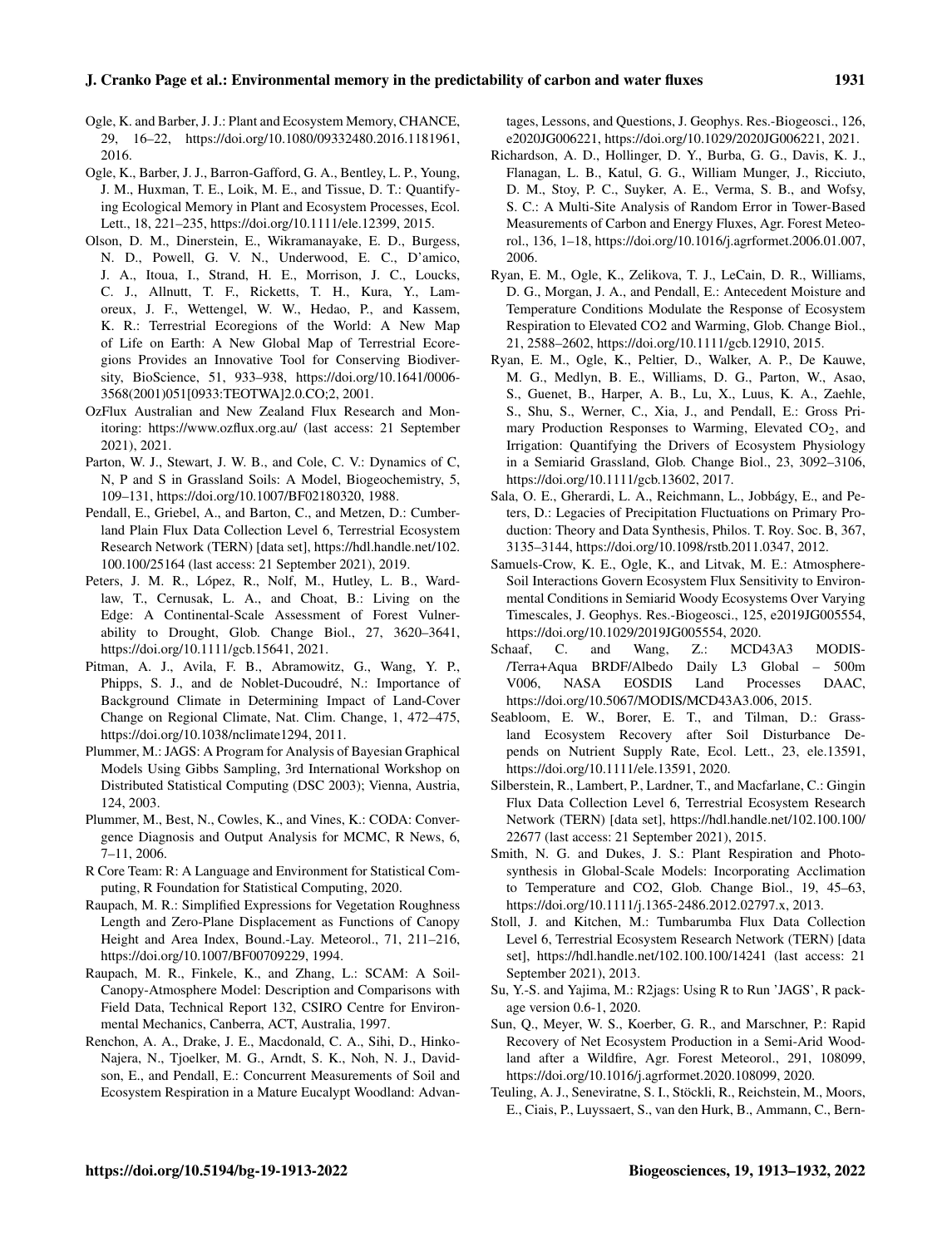Ogle, K. and Barber, J. J.: Plant and Ecosystem Memory, CHANCE, 29, 16–22, https://doi.org/10.1080/09332480.2016.1181961, 2016.

Ogle, K., Barber, J. J., Barron-Gafford, G. A., Bentley, L. P., Young, J. M., Huxman, T. E., Loik, M. E., and Tissue, D. T.: Quantifying Ecological Memory in Plant and Ecosystem Processes, Ecol. Lett., 18, 221–235, https://doi.org/10.1111/ele.12399, 2015.

Olson, D. M., Dinerstein, E., Wikramanayake, E. D., Burgess, N. D., Powell, G. V. N., Underwood, E. C., D'amico, J. A., Itoua, I., Strand, H. E., Morrison, J. C., Loucks, C. J., Allnutt, T. F., Ricketts, T. H., Kura, Y., Lamoreux, J. F., Wettengel, W. W., Hedao, P., and Kassem, K. R.: Terrestrial Ecoregions of the World: A New Map of Life on Earth: A New Global Map of Terrestrial Ecoregions Provides an Innovative Tool for Conserving Biodiversity, BioScience, 51, 933–938, https://doi.org/10.1641/0006-3568(2001)051[0933:TEOTWA]2.0.CO;2, 2001.

OzFlux Australian and New Zealand Flux Research and Monitoring: https://www.ozflux.org.au/ (last access: 21 September 2021), 2021.

Parton, W. J., Stewart, J. W. B., and Cole, C. V.: Dynamics of C, N, P and S in Grassland Soils: A Model, Biogeochemistry, 5, 109–131, https://doi.org/10.1007/BF02180320, 1988.

Pendall, E., Griebel, A., and Barton, C., and Metzen, D.: Cumberland Plain Flux Data Collection Level 6, Terrestrial Ecosystem Research Network (TERN) [data set], https://hdl.handle.net/102.100.100/25164 (last access: 21 September 2021), 2019.

Peters, J. M. R., López, R., Nolf, M., Hutley, L. B., Wardlaw, T., Cernusak, L. A., and Choat, B.: Living on the Edge: A Continental-Scale Assessment of Forest Vulnerability to Drought, Glob. Change Biol., 27, 3620–3641, https://doi.org/10.1111/gcb.15641, 2021.

Pitman, A. J., Avila, F. B., Abramowitz, G., Wang, Y. P., Phipps, S. J., and de Noblet-Ducoudré, N.: Importance of Background Climate in Determining Impact of Land-Cover Change on Regional Climate, Nat. Clim. Change, 1, 472–475, https://doi.org/10.1038/nclimate1294, 2011.

Plummer, M.: JAGS: A Program for Analysis of Bayesian Graphical Models Using Gibbs Sampling, 3rd International Workshop on Distributed Statistical Computing (DSC 2003); Vienna, Austria, 124, 2003.

Plummer, M., Best, N., Cowles, K., and Vines, K.: CODA: Convergence Diagnosis and Output Analysis for MCMC, R News, 6, 7–11, 2006.

R Core Team: R: A Language and Environment for Statistical Computing, R Foundation for Statistical Computing, 2020.

Raupach, M. R.: Simplified Expressions for Vegetation Roughness Length and Zero-Plane Displacement as Functions of Canopy Height and Area Index, Bound.-Lay. Meteorol., 71, 211–216, https://doi.org/10.1007/BF00709229, 1994.

Raupach, M. R., Finkele, K., and Zhang, L.: SCAM: A Soil-Canopy-Atmosphere Model: Description and Comparisons with Field Data, Technical Report 132, CSIRO Centre for Environmental Mechanics, Canberra, ACT, Australia, 1997.

Renchon, A. A., Drake, J. E., Macdonald, C. A., Sihi, D., Hinko-Najera, N., Tjoelker, M. G., Arndt, S. K., Noh, N. J., Davidson, E., and Pendall, E.: Concurrent Measurements of Soil and Ecosystem Respiration in a Mature Eucalypt Woodland: Advantages, Lessons, and Questions, J. Geophys. Res.-Biogeosci., 126, e2020JG006221, https://doi.org/10.1029/2020JG006221, 2021.

Richardson, A. D., Hollinger, D. Y., Burba, G. G., Davis, K. J., Flanagan, L. B., Katul, G. G., William Munger, J., Ricciuto, D. M., Stoy, P. C., Suyker, A. E., Verma, S. B., and Wofsy, S. C.: A Multi-Site Analysis of Random Error in Tower-Based Measurements of Carbon and Energy Fluxes, Agr. Forest Meteorol., 136, 1–18, https://doi.org/10.1016/j.agrformet.2006.01.007, 2006.

Ryan, E. M., Ogle, K., Zelikova, T. J., LeCain, D. R., Williams, D. G., Morgan, J. A., and Pendall, E.: Antecedent Moisture and Temperature Conditions Modulate the Response of Ecosystem Respiration to Elevated CO2 and Warming, Glob. Change Biol., 21, 2588–2602, https://doi.org/10.1111/gcb.12910, 2015.

Ryan, E. M., Ogle, K., Peltier, D., Walker, A. P., De Kauwe, M. G., Medlyn, B. E., Williams, D. G., Parton, W., Asao, S., Guenet, B., Harper, A. B., Lu, X., Luus, K. A., Zaehle, S., Shu, S., Werner, C., Xia, J., and Pendall, E.: Gross Primary Production Responses to Warming, Elevated $CO_2$, and Irrigation: Quantifying the Drivers of Ecosystem Physiology in a Semiarid Grassland, Glob. Change Biol., 23, 3092–3106, https://doi.org/10.1111/gcb.13602, 2017.

Sala, O. E., Gherardi, L. A., Reichmann, L., Jobbágy, E., and Peters, D.: Legacies of Precipitation Fluctuations on Primary Production: Theory and Data Synthesis, Philos. T. Roy. Soc. B, 367, 3135–3144, https://doi.org/10.1098/rstb.2011.0347, 2012.

Samuels-Crow, K. E., Ogle, K., and Litvak, M. E.: Atmosphere-Soil Interactions Govern Ecosystem Flux Sensitivity to Environmental Conditions in Semiarid Woody Ecosystems Over Varying Timescales, J. Geophys. Res.-Biogeosci., 125, e2019JG005554, https://doi.org/10.1029/2019JG005554, 2020.

Schaaf, C. and Wang, Z.: MCD43A3 MODIS-/Terra+Aqua BRDF/Albedo Daily L3 Global – 500m V006, NASA EOSDIS Land Processes DAAC, https://doi.org/10.5067/MODIS/MCD43A3.006, 2015.

Seabloom, E. W., Borer, E. T., and Tilman, D.: Grassland Ecosystem Recovery after Soil Disturbance Depends on Nutrient Supply Rate, Ecol. Lett., 23, ele.13591, https://doi.org/10.1111/ele.13591, 2020.

Silberstein, R., Lambert, P., Lardner, T., and Macfarlane, C.: Gingin Flux Data Collection Level 6, Terrestrial Ecosystem Research Network (TERN) [data set], https://hdl.handle.net/102.100.100/22677 (last access: 21 September 2021), 2015.

Smith, N. G. and Dukes, J. S.: Plant Respiration and Photosynthesis in Global-Scale Models: Incorporating Acclimation to Temperature and CO2, Glob. Change Biol., 19, 45–63, https://doi.org/10.1111/j.1365-2486.2012.02797.x, 2013.

Stoll, J. and Kitchen, M.: Tumbarumba Flux Data Collection Level 6, Terrestrial Ecosystem Research Network (TERN) [data set], https://hdl.handle.net/102.100.100/14241 (last access: 21 September 2021), 2013.

Su, Y.-S. and Yajima, M.: R2jags: Using R to Run 'JAGS', R package version 0.6-1, 2020.

Sun, Q., Meyer, W. S., Koerber, G. R., and Marschner, P.: Rapid Recovery of Net Ecosystem Production in a Semi-Arid Woodland after a Wildfire, Agr. Forest Meteorol., 291, 108099, https://doi.org/10.1016/j.agrformet.2020.108099, 2020.

Teuling, A. J., Seneviratne, S. I., Stöckli, R., Reichstein, M., Moors, E., Ciais, P., Luyssaert, S., van den Hurk, B., Ammann, C., Bern-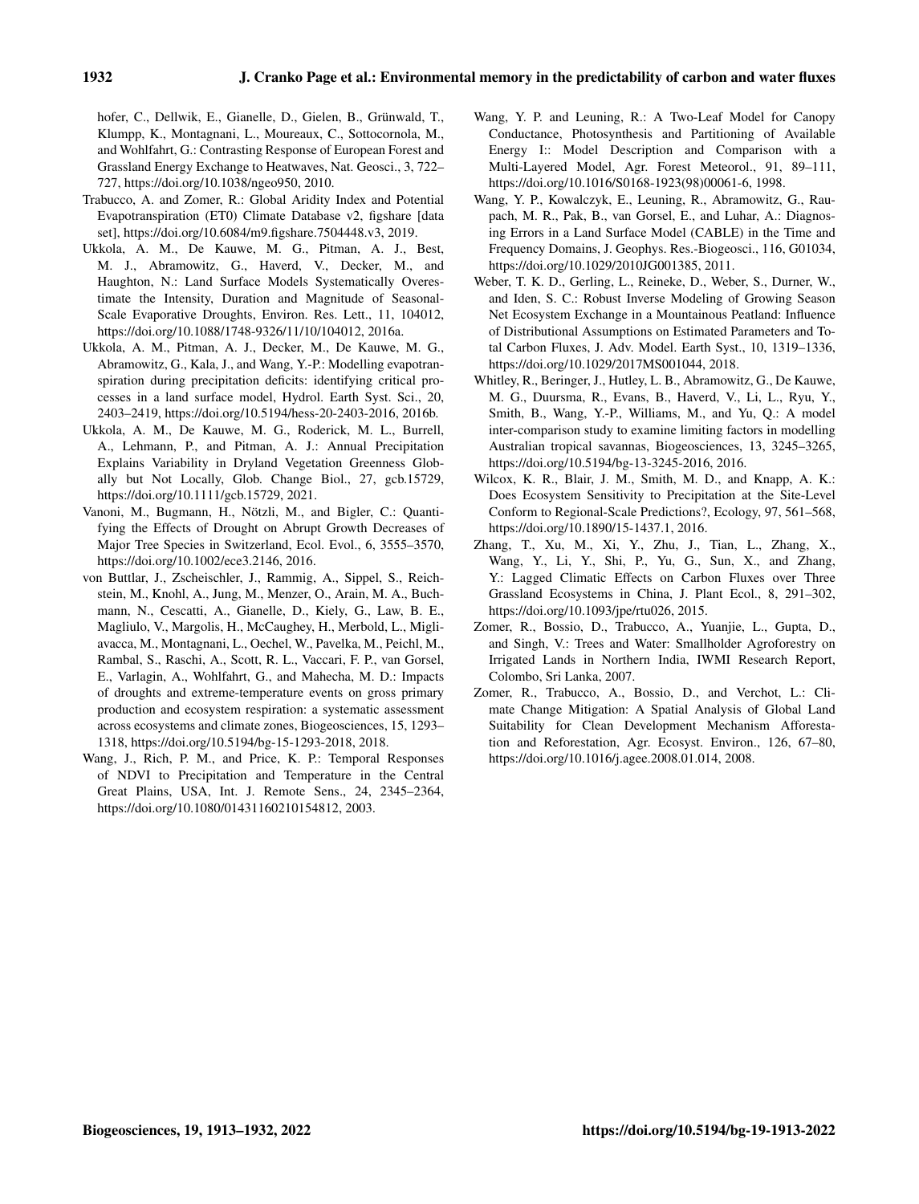hofer, C., Dellwik, E., Gianelle, D., Gielen, B., Grünwald, T., Klumpp, K., Montagnani, L., Moureaux, C., Sottocornola, M., and Wohlfahrt, G.: Contrasting Response of European Forest and Grassland Energy Exchange to Heatwaves, Nat. Geosci., 3, 722–727, https://doi.org/10.1038/ngeo950, 2010.

Trabucco, A. and Zomer, R.: Global Aridity Index and Potential Evapotranspiration (ET0) Climate Database v2, figshare [data set], https://doi.org/10.6084/m9.figshare.7504448.v3, 2019.

Ukkola, A. M., De Kauwe, M. G., Pitman, A. J., Best, M. J., Abramowitz, G., Haverd, V., Decker, M., and Haughton, N.: Land Surface Models Systematically Overestimate the Intensity, Duration and Magnitude of Seasonal-Scale Evaporative Droughts, Environ. Res. Lett., 11, 104012, https://doi.org/10.1088/1748-9326/11/10/104012, 2016a.

Ukkola, A. M., Pitman, A. J., Decker, M., De Kauwe, M. G., Abramowitz, G., Kala, J., and Wang, Y.-P.: Modelling evapotranspiration during precipitation deficits: identifying critical processes in a land surface model, Hydrol. Earth Syst. Sci., 20, 2403–2419, https://doi.org/10.5194/hess-20-2403-2016, 2016b.

Ukkola, A. M., De Kauwe, M. G., Roderick, M. L., Burrell, A., Lehmann, P., and Pitman, A. J.: Annual Precipitation Explains Variability in Dryland Vegetation Greenness Globally but Not Locally, Glob. Change Biol., 27, gcb.15729, https://doi.org/10.1111/gcb.15729, 2021.

Vanoni, M., Bugmann, H., Nötzli, M., and Bigler, C.: Quantifying the Effects of Drought on Abrupt Growth Decreases of Major Tree Species in Switzerland, Ecol. Evol., 6, 3555–3570, https://doi.org/10.1002/ece3.2146, 2016.

von Buttlar, J., Zscheischler, J., Rammig, A., Sippel, S., Reichstein, M., Knohl, A., Jung, M., Menzer, O., Arain, M. A., Buchmann, N., Cescatti, A., Gianelle, D., Kiely, G., Law, B. E., Magliulo, V., Margolis, H., McCaughey, H., Merbold, L., Migliavacca, M., Montagnani, L., Oechel, W., Pavelka, M., Peichl, M., Rambal, S., Raschi, A., Scott, R. L., Vaccari, F. P., van Gorsel, E., Varlagin, A., Wohlfahrt, G., and Mahecha, M. D.: Impacts of droughts and extreme-temperature events on gross primary production and ecosystem respiration: a systematic assessment across ecosystems and climate zones, Biogeosciences, 15, 1293–1318, https://doi.org/10.5194/bg-15-1293-2018, 2018.

Wang, J., Rich, P. M., and Price, K. P.: Temporal Responses of NDVI to Precipitation and Temperature in the Central Great Plains, USA, Int. J. Remote Sens., 24, 2345–2364, https://doi.org/10.1080/01431160210154812, 2003.

Wang, Y. P. and Leuning, R.: A Two-Leaf Model for Canopy Conductance, Photosynthesis and Partitioning of Available Energy I:: Model Description and Comparison with a Multi-Layered Model, Agr. Forest Meteorol., 91, 89–111, https://doi.org/10.1016/S0168-1923(98)00061-6, 1998.

Wang, Y. P., Kowalczyk, E., Leuning, R., Abramowitz, G., Raupach, M. R., Pak, B., van Gorsel, E., and Luhar, A.: Diagnosing Errors in a Land Surface Model (CABLE) in the Time and Frequency Domains, J. Geophys. Res.-Biogeosci., 116, G01034, https://doi.org/10.1029/2010JG001385, 2011.

Weber, T. K. D., Gerling, L., Reineke, D., Weber, S., Durner, W., and Iden, S. C.: Robust Inverse Modeling of Growing Season Net Ecosystem Exchange in a Mountainous Peatland: Influence of Distributional Assumptions on Estimated Parameters and Total Carbon Fluxes, J. Adv. Model. Earth Syst., 10, 1319–1336, https://doi.org/10.1029/2017MS001044, 2018.

Whitley, R., Beringer, J., Hutley, L. B., Abramowitz, G., De Kauwe, M. G., Duursma, R., Evans, B., Haverd, V., Li, L., Ryu, Y., Smith, B., Wang, Y.-P., Williams, M., and Yu, Q.: A model inter-comparison study to examine limiting factors in modelling Australian tropical savannas, Biogeosciences, 13, 3245–3265, https://doi.org/10.5194/bg-13-3245-2016, 2016.

Wilcox, K. R., Blair, J. M., Smith, M. D., and Knapp, A. K.: Does Ecosystem Sensitivity to Precipitation at the Site-Level Conform to Regional-Scale Predictions?, Ecology, 97, 561–568, https://doi.org/10.1890/15-1437.1, 2016.

Zhang, T., Xu, M., Xi, Y., Zhu, J., Tian, L., Zhang, X., Wang, Y., Li, Y., Shi, P., Yu, G., Sun, X., and Zhang, Y.: Lagged Climatic Effects on Carbon Fluxes over Three Grassland Ecosystems in China, J. Plant Ecol., 8, 291–302, https://doi.org/10.1093/jpe/rtu026, 2015.

Zomer, R., Bossio, D., Trabucco, A., Yuanjie, L., Gupta, D., and Singh, V.: Trees and Water: Smallholder Agroforestry on Irrigated Lands in Northern India, IWMI Research Report, Colombo, Sri Lanka, 2007.

Zomer, R., Trabucco, A., Bossio, D., and Verchot, L.: Climate Change Mitigation: A Spatial Analysis of Global Land Suitability for Clean Development Mechanism Afforestation and Reforestation, Agr. Ecosyst. Environ., 126, 67–80, https://doi.org/10.1016/j.agee.2008.01.014, 2008.